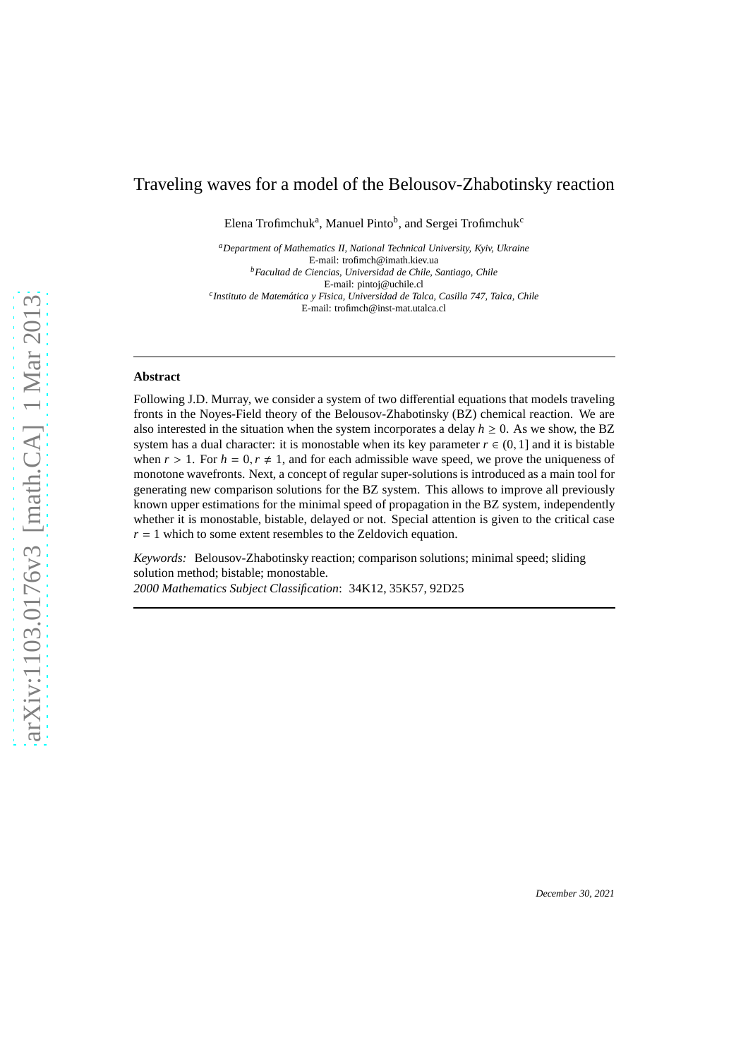# Traveling waves for a model of the Belousov-Zhabotinsky reaction

Elena Trofimchuk[a], Manuel Pinto[b], and Sergei Trofimchuk[c]

[a]*Department of Mathematics II, National Technical University, Kyiv, Ukraine*
E-mail: trofimch@imath.kiev.ua
[b]*Facultad de Ciencias, Universidad de Chile, Santiago, Chile*
E-mail: pintoj@uchile.cl
[c]*Instituto de Matemática y Fisica, Universidad de Talca, Casilla 747, Talca, Chile*
E-mail: trofimch@inst-mat.utalca.cl

---

**Abstract**

Following J.D. Murray, we consider a system of two differential equations that models traveling fronts in the Noyes-Field theory of the Belousov-Zhabotinsky (BZ) chemical reaction. We are also interested in the situation when the system incorporates a delay $h \geq 0$. As we show, the BZ system has a dual character: it is monostable when its key parameter $r \in (0, 1]$ and it is bistable when $r > 1$. For $h = 0, r \neq 1$, and for each admissible wave speed, we prove the uniqueness of monotone wavefronts. Next, a concept of regular super-solutions is introduced as a main tool for generating new comparison solutions for the BZ system. This allows to improve all previously known upper estimations for the minimal speed of propagation in the BZ system, independently whether it is monostable, bistable, delayed or not. Special attention is given to the critical case $r = 1$ which to some extent resembles to the Zeldovich equation.

*Keywords:* Belousov-Zhabotinsky reaction; comparison solutions; minimal speed; sliding solution method; bistable; monostable.
*2000 Mathematics Subject Classification*: 34K12, 35K57, 92D25

---

*December 30, 2021*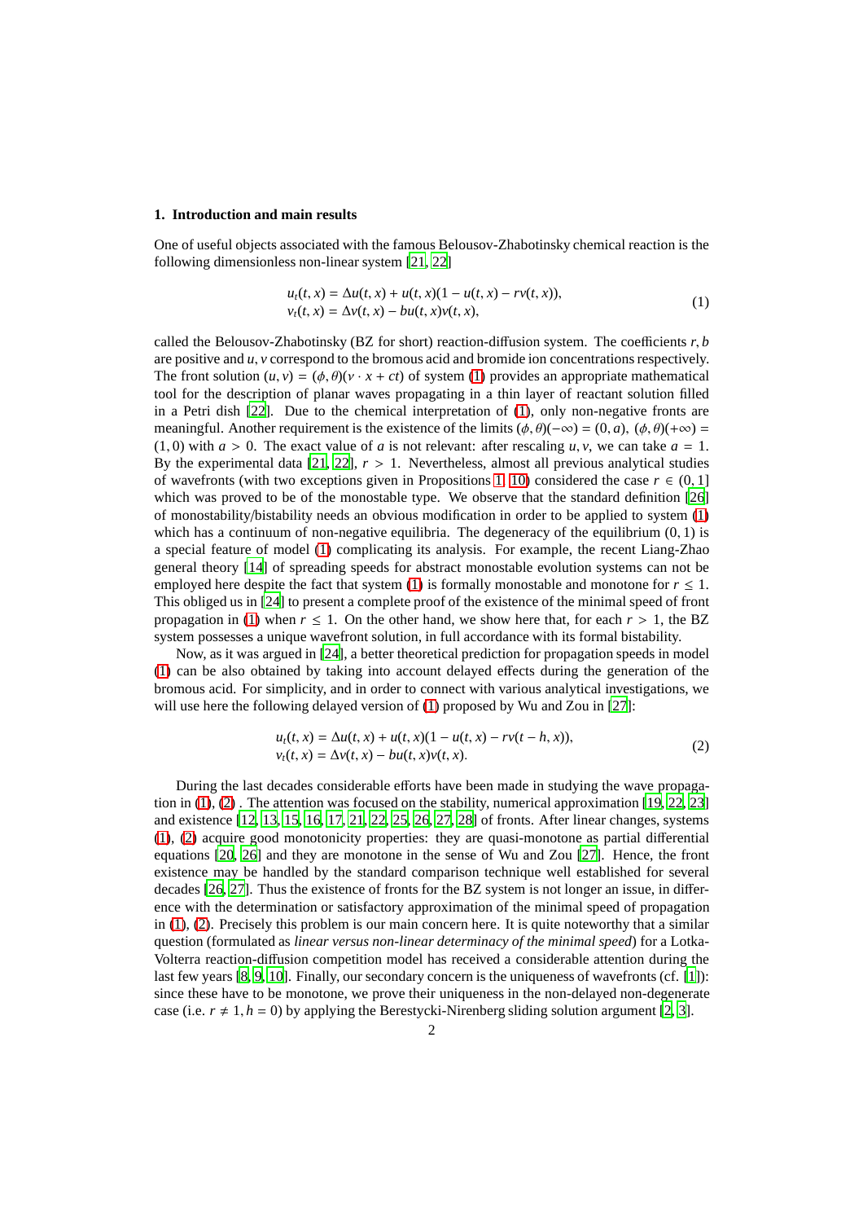## 1. Introduction and main results

One of useful objects associated with the famous Belousov-Zhabotinsky chemical reaction is the following dimensionless non-linear system [21, 22]

$$
\begin{aligned}
u_t(t,x) &= \Delta u(t,x) + u(t,x)(1 - u(t,x) - rv(t,x)),\\
v_t(t,x) &= \Delta v(t,x) - bu(t,x)v(t,x),
\end{aligned}
\tag{1}
$$

called the Belousov-Zhabotinsky (BZ for short) reaction-diffusion system. The coefficients $r, b$ are positive and $u, v$ correspond to the bromous acid and bromide ion concentrations respectively. The front solution $(u, v) = (\phi, \theta)(\nu \cdot x + ct)$ of system (1) provides an appropriate mathematical tool for the description of planar waves propagating in a thin layer of reactant solution filled in a Petri dish [22]. Due to the chemical interpretation of (1), only non-negative fronts are meaningful. Another requirement is the existence of the limits $(\phi, \theta)(-\infty) = (0, a)$, $(\phi, \theta)(+\infty) = (1, 0)$ with $a > 0$. The exact value of $a$ is not relevant: after rescaling $u, v$, we can take $a = 1$. By the experimental data [21, 22], $r > 1$. Nevertheless, almost all previous analytical studies of wavefronts (with two exceptions given in Propositions 1, 10) considered the case $r \in (0, 1]$ which was proved to be of the monostable type. We observe that the standard definition [26] of monostability/bistability needs an obvious modification in order to be applied to system (1) which has a continuum of non-negative equilibria. The degeneracy of the equilibrium $(0, 1)$ is a special feature of model (1) complicating its analysis. For example, the recent Liang-Zhao general theory [14] of spreading speeds for abstract monostable evolution systems can not be employed here despite the fact that system (1) is formally monostable and monotone for $r \leq 1$. This obliged us in [24] to present a complete proof of the existence of the minimal speed of front propagation in (1) when $r \leq 1$. On the other hand, we show here that, for each $r > 1$, the BZ system possesses a unique wavefront solution, in full accordance with its formal bistability.

Now, as it was argued in [24], a better theoretical prediction for propagation speeds in model (1) can be also obtained by taking into account delayed effects during the generation of the bromous acid. For simplicity, and in order to connect with various analytical investigations, we will use here the following delayed version of (1) proposed by Wu and Zou in [27]:

$$
\begin{aligned}
u_t(t,x) &= \Delta u(t,x) + u(t,x)(1 - u(t,x) - rv(t-h,x)),\\
v_t(t,x) &= \Delta v(t,x) - bu(t,x)v(t,x).
\end{aligned}
\tag{2}
$$

During the last decades considerable efforts have been made in studying the wave propagation in (1), (2) . The attention was focused on the stability, numerical approximation [19, 22, 23] and existence [12, 13, 15, 16, 17, 21, 22, 25, 26, 27, 28] of fronts. After linear changes, systems (1), (2) acquire good monotonicity properties: they are quasi-monotone as partial differential equations [20, 26] and they are monotone in the sense of Wu and Zou [27]. Hence, the front existence may be handled by the standard comparison technique well established for several decades [26, 27]. Thus the existence of fronts for the BZ system is not longer an issue, in difference with the determination or satisfactory approximation of the minimal speed of propagation in (1), (2). Precisely this problem is our main concern here. It is quite noteworthy that a similar question (formulated as *linear versus non-linear determinacy of the minimal speed*) for a Lotka-Volterra reaction-diffusion competition model has received a considerable attention during the last few years [8, 9, 10]. Finally, our secondary concern is the uniqueness of wavefronts (cf. [1]): since these have to be monotone, we prove their uniqueness in the non-delayed non-degenerate case (i.e. $r \neq 1, h = 0$) by applying the Berestycki-Nirenberg sliding solution argument [2, 3].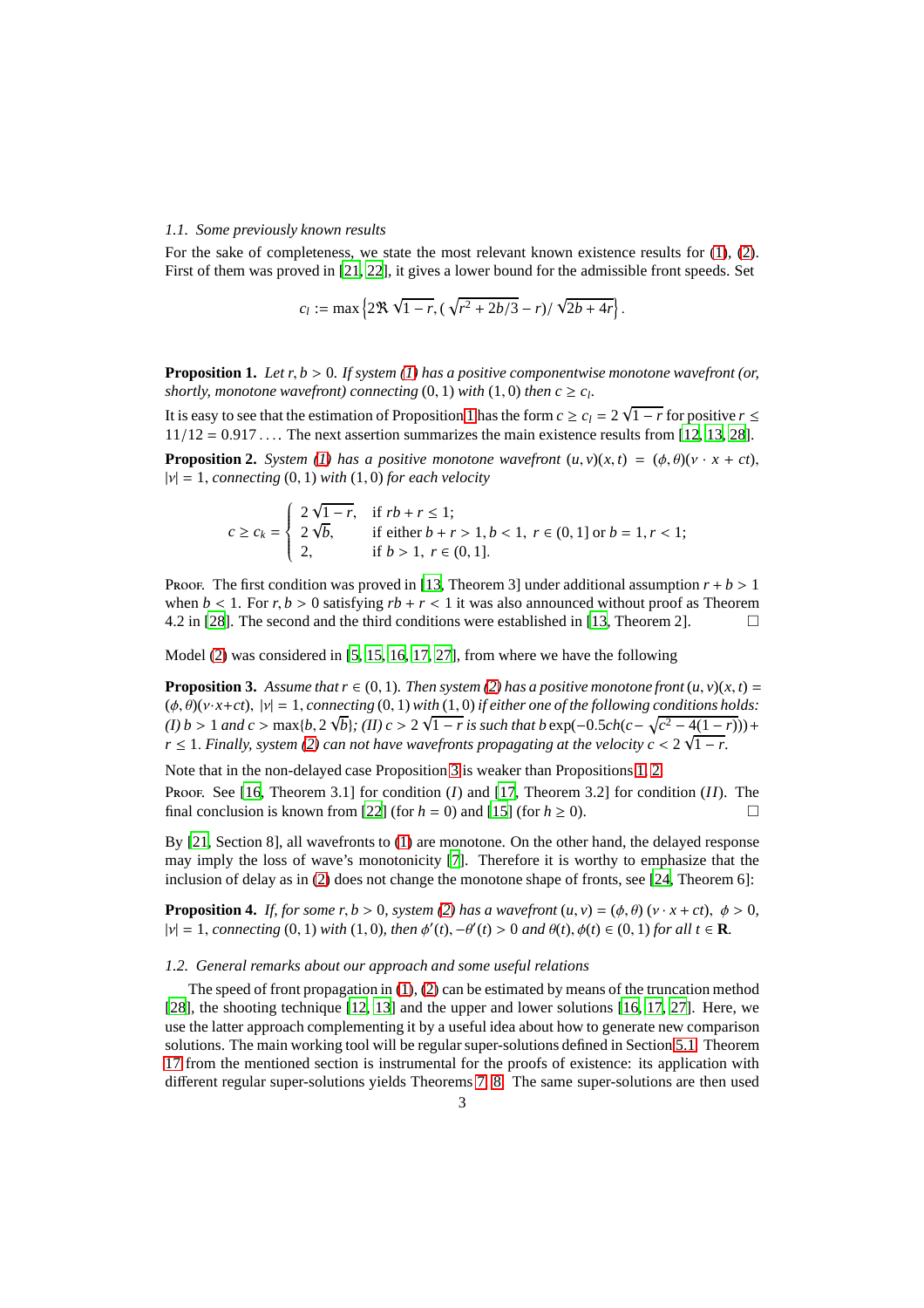### 1.1. Some previously known results

For the sake of completeness, we state the most relevant known existence results for (1), (2). First of them was proved in [21, 22], it gives a lower bound for the admissible front speeds. Set

$$c_l := \max\left\{2\Re\sqrt{1-r}, (\sqrt{r^2+2b/3}-r)/\sqrt{2b+4r}\right\}.$$

**Proposition 1.** *Let $r, b > 0$. If system (1) has a positive componentwise monotone wavefront (or, shortly, monotone wavefront) connecting $(0,1)$ with $(1,0)$ then $c \geq c_l$.*

It is easy to see that the estimation of Proposition 1 has the form $c \geq c_l = 2\sqrt{1-r}$ for positive $r \leq 11/12 = 0.917\ldots$. The next assertion summarizes the main existence results from [12, 13, 28].

**Proposition 2.** *System (1) has a positive monotone wavefront $(u,v)(x,t) = (\phi,\theta)(\nu\cdot x + ct)$, $|\nu| = 1$, connecting $(0,1)$ with $(1,0)$ for each velocity*

$$c \geq c_k = \begin{cases} 2\sqrt{1-r}, & \text{if } rb + r \leq 1; \\ 2\sqrt{b}, & \text{if either } b + r > 1, b < 1, \ r \in (0,1] \text{ or } b = 1, r < 1; \\ 2, & \text{if } b > 1, \ r \in (0,1]. \end{cases}$$

Proof. The first condition was proved in [13, Theorem 3] under additional assumption $r + b > 1$ when $b < 1$. For $r, b > 0$ satisfying $rb + r < 1$ it was also announced without proof as Theorem 4.2 in [28]. The second and the third conditions were established in [13, Theorem 2]. □

Model (2) was considered in [5, 15, 16, 17, 27], from where we have the following

**Proposition 3.** *Assume that $r \in (0,1)$. Then system (2) has a positive monotone front $(u,v)(x,t) = (\phi,\theta)(\nu\cdot x + ct)$, $|\nu| = 1$, connecting $(0,1)$ with $(1,0)$ if either one of the following conditions holds: (I) $b > 1$ and $c > \max\{b, 2\sqrt{b}\}$; (II) $c > 2\sqrt{1-r}$ is such that $b\exp(-0.5ch(c - \sqrt{c^2 - 4(1-r)})) + r \leq 1$. Finally, system (2) can not have wavefronts propagating at the velocity $c < 2\sqrt{1-r}$.*

Note that in the non-delayed case Proposition 3 is weaker than Propositions 1, 2.

Proof. See [16, Theorem 3.1] for condition $(I)$ and [17, Theorem 3.2] for condition $(II)$. The final conclusion is known from [22] (for $h = 0$) and [15] (for $h \geq 0$). □

By [21, Section 8], all wavefronts to (1) are monotone. On the other hand, the delayed response may imply the loss of wave's monotonicity [7]. Therefore it is worthy to emphasize that the inclusion of delay as in (2) does not change the monotone shape of fronts, see [24, Theorem 6]:

**Proposition 4.** *If, for some $r, b > 0$, system (2) has a wavefront $(u,v) = (\phi,\theta)(\nu\cdot x + ct)$, $\phi > 0$, $|\nu| = 1$, connecting $(0,1)$ with $(1,0)$, then $\phi'(t), -\theta'(t) > 0$ and $\theta(t), \phi(t) \in (0,1)$ for all $t \in \mathbf{R}$.*

### 1.2. General remarks about our approach and some useful relations

The speed of front propagation in (1), (2) can be estimated by means of the truncation method [28], the shooting technique [12, 13] and the upper and lower solutions [16, 17, 27]. Here, we use the latter approach complementing it by a useful idea about how to generate new comparison solutions. The main working tool will be regular super-solutions defined in Section 5.1. Theorem 17 from the mentioned section is instrumental for the proofs of existence: its application with different regular super-solutions yields Theorems 7, 8. The same super-solutions are then used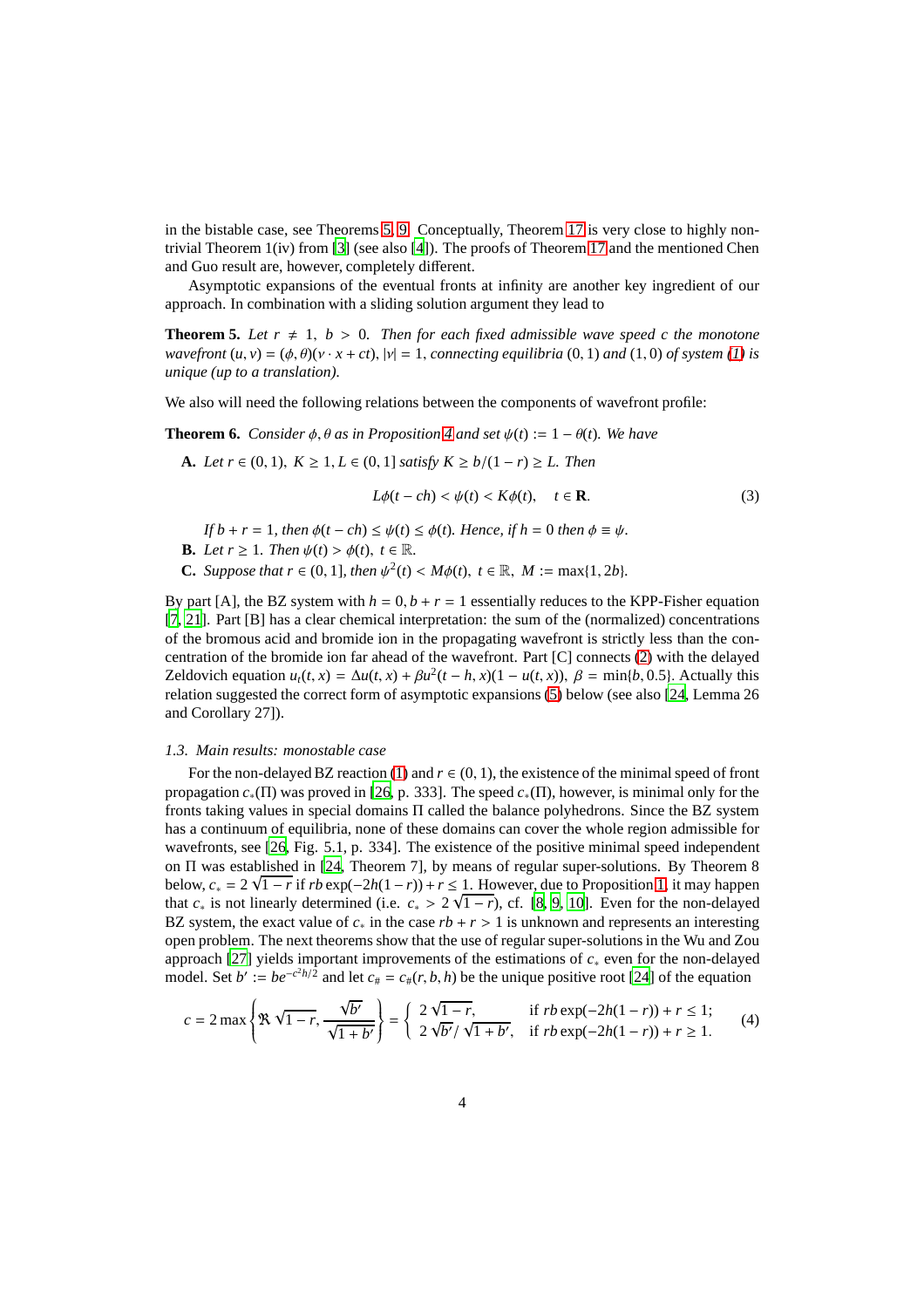in the bistable case, see Theorems 5, 9. Conceptually, Theorem 17 is very close to highly non-trivial Theorem 1(iv) from [3] (see also [4]). The proofs of Theorem 17 and the mentioned Chen and Guo result are, however, completely different.

Asymptotic expansions of the eventual fronts at infinity are another key ingredient of our approach. In combination with a sliding solution argument they lead to

**Theorem 5.** *Let $r \neq 1$, $b > 0$. Then for each fixed admissible wave speed $c$ the monotone wavefront $(u, v) = (\phi, \theta)(\nu \cdot x + ct)$, $|\nu| = 1$, connecting equilibria $(0, 1)$ and $(1, 0)$ of system (1) is unique (up to a translation).*

We also will need the following relations between the components of wavefront profile:

**Theorem 6.** *Consider $\phi, \theta$ as in Proposition 4 and set $\psi(t) := 1 - \theta(t)$. We have*

- **A.** *Let $r \in (0, 1)$, $K \geq 1, L \in (0, 1]$ satisfy $K \geq b/(1 - r) \geq L$. Then*

$$L\phi(t - ch) < \psi(t) < K\phi(t), \quad t \in \mathbf{R}. \tag{3}$$

  *If $b + r = 1$, then $\phi(t - ch) \leq \psi(t) \leq \phi(t)$. Hence, if $h = 0$ then $\phi \equiv \psi$.*

- **B.** *Let $r \geq 1$. Then $\psi(t) > \phi(t)$, $t \in \mathbb{R}$.*
- **C.** *Suppose that $r \in (0, 1]$, then $\psi^2(t) < M\phi(t)$, $t \in \mathbb{R}$, $M := \max\{1, 2b\}$.*

By part [A], the BZ system with $h = 0, b + r = 1$ essentially reduces to the KPP-Fisher equation [7, 21]. Part [B] has a clear chemical interpretation: the sum of the (normalized) concentrations of the bromous acid and bromide ion in the propagating wavefront is strictly less than the concentration of the bromide ion far ahead of the wavefront. Part [C] connects (2) with the delayed Zeldovich equation $u_t(t, x) = \Delta u(t, x) + \beta u^2(t - h, x)(1 - u(t, x))$, $\beta = \min\{b, 0.5\}$. Actually this relation suggested the correct form of asymptotic expansions (5) below (see also [24, Lemma 26 and Corollary 27]).

### 1.3. Main results: monostable case

For the non-delayed BZ reaction (1) and $r \in (0, 1)$, the existence of the minimal speed of front propagation $c_*(\Pi)$ was proved in [26, p. 333]. The speed $c_*(\Pi)$, however, is minimal only for the fronts taking values in special domains $\Pi$ called the balance polyhedrons. Since the BZ system has a continuum of equilibria, none of these domains can cover the whole region admissible for wavefronts, see [26, Fig. 5.1, p. 334]. The existence of the positive minimal speed independent on $\Pi$ was established in [24, Theorem 7], by means of regular super-solutions. By Theorem 8 below, $c_* = 2\sqrt{1 - r}$ if $rb\exp(-2h(1 - r)) + r \leq 1$. However, due to Proposition 1, it may happen that $c_*$ is not linearly determined (i.e. $c_* > 2\sqrt{1 - r}$), cf. [8, 9, 10]. Even for the non-delayed BZ system, the exact value of $c_*$ in the case $rb + r > 1$ is unknown and represents an interesting open problem. The next theorems show that the use of regular super-solutions in the Wu and Zou approach [27] yields important improvements of the estimations of $c_*$ even for the non-delayed model. Set $b' := be^{-c^2h/2}$ and let $c_\# = c_\#(r, b, h)$ be the unique positive root [24] of the equation

$$c = 2\max\left\{\Re\sqrt{1 - r}, \frac{\sqrt{b'}}{\sqrt{1 + b'}}\right\} = \begin{cases} 2\sqrt{1 - r}, & \text{if } rb\exp(-2h(1 - r)) + r \leq 1; \\ 2\sqrt{b'}/\sqrt{1 + b'}, & \text{if } rb\exp(-2h(1 - r)) + r \geq 1. \end{cases} \tag{4}$$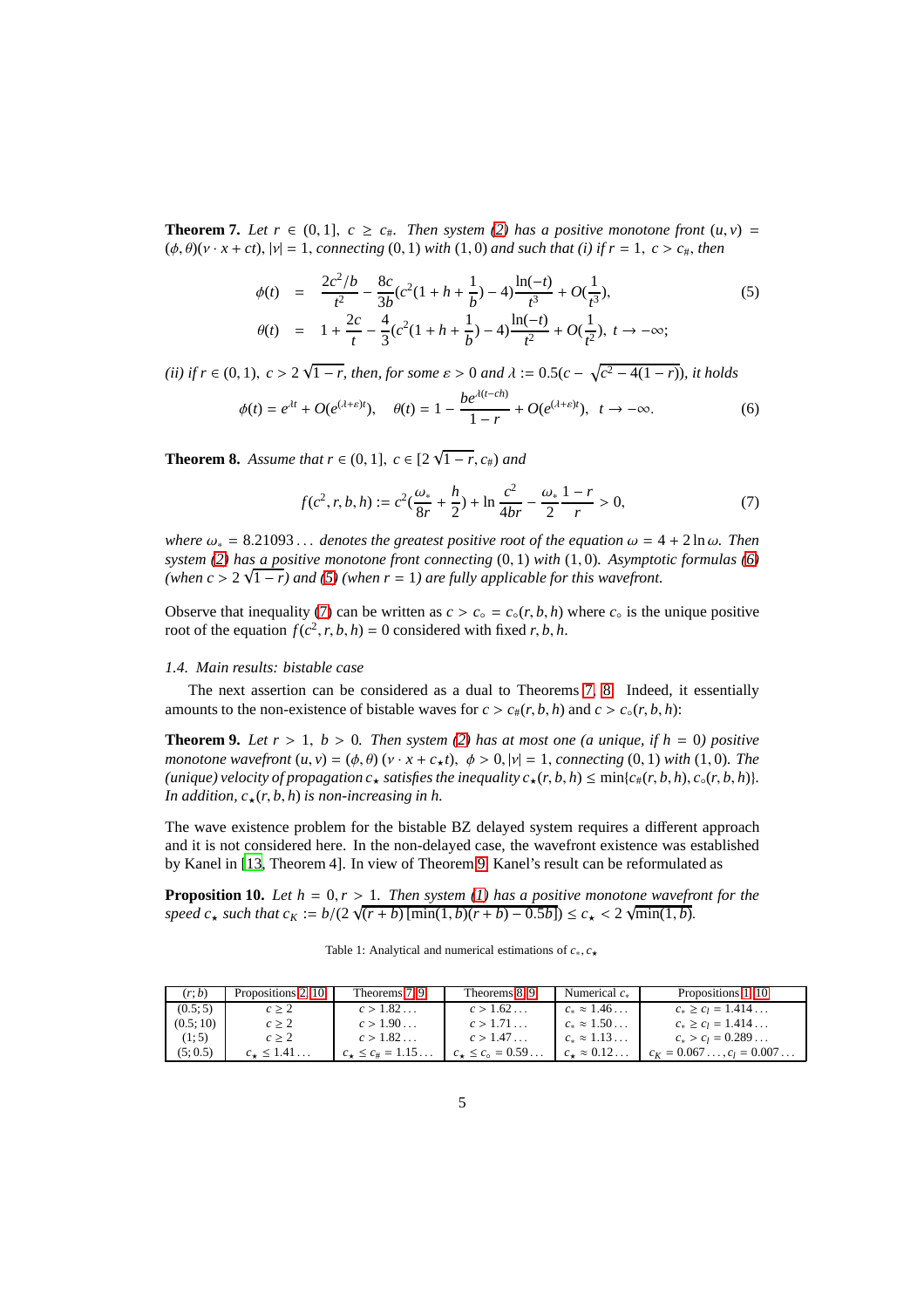**Theorem 7.** *Let $r \in (0, 1]$, $c \geq c_\#$. Then system (2) has a positive monotone front $(u, v) = (\phi, \theta)(\nu \cdot x + ct)$, $|\nu| = 1$, connecting $(0, 1)$ with $(1, 0)$ and such that (i) if $r = 1$, $c > c_\#$, then*

$$\begin{aligned}
\phi(t) &= \frac{2c^2/b}{t^2} - \frac{8c}{3b}(c^2(1 + h + \frac{1}{b}) - 4)\frac{\ln(-t)}{t^3} + O(\frac{1}{t^3}), \\
\theta(t) &= 1 + \frac{2c}{t} - \frac{4}{3}(c^2(1 + h + \frac{1}{b}) - 4)\frac{\ln(-t)}{t^2} + O(\frac{1}{t^2}), \ t \to -\infty;
\end{aligned} \tag{5}$$

*(ii) if $r \in (0, 1)$, $c > 2\sqrt{1-r}$, then, for some $\varepsilon > 0$ and $\lambda := 0.5(c - \sqrt{c^2 - 4(1-r)})$, it holds*

$$\phi(t) = e^{\lambda t} + O(e^{(\lambda+\varepsilon)t}), \quad \theta(t) = 1 - \frac{be^{\lambda(t-ch)}}{1-r} + O(e^{(\lambda+\varepsilon)t}), \ \ t \to -\infty. \tag{6}$$

**Theorem 8.** *Assume that $r \in (0, 1]$, $c \in [2\sqrt{1-r}, c_\#)$ and*

$$f(c^2, r, b, h) := c^2(\frac{\omega_*}{8r} + \frac{h}{2}) + \ln \frac{c^2}{4br} - \frac{\omega_*}{2}\frac{1-r}{r} > 0, \tag{7}$$

*where $\omega_* = 8.21093\ldots$ denotes the greatest positive root of the equation $\omega = 4 + 2\ln\omega$. Then system (2) has a positive monotone front connecting $(0, 1)$ with $(1, 0)$. Asymptotic formulas (6) (when $c > 2\sqrt{1-r}$) and (5) (when $r = 1$) are fully applicable for this wavefront.*

Observe that inequality (7) can be written as $c > c_\circ = c_\circ(r, b, h)$ where $c_\circ$ is the unique positive root of the equation $f(c^2, r, b, h) = 0$ considered with fixed $r, b, h$.

### *1.4. Main results: bistable case*

The next assertion can be considered as a dual to Theorems 7, 8. Indeed, it essentially amounts to the non-existence of bistable waves for $c > c_\#(r, b, h)$ and $c > c_\circ(r, b, h)$:

**Theorem 9.** *Let $r > 1$, $b > 0$. Then system (2) has at most one (a unique, if $h = 0$) positive monotone wavefront $(u, v) = (\phi, \theta)(\nu \cdot x + c_\star t)$, $\phi > 0$, $|\nu| = 1$, connecting $(0, 1)$ with $(1, 0)$. The (unique) velocity of propagation $c_\star$ satisfies the inequality $c_\star(r, b, h) \leq \min\{c_\#(r, b, h), c_\circ(r, b, h)\}$. In addition, $c_\star(r, b, h)$ is non-increasing in $h$.*

The wave existence problem for the bistable BZ delayed system requires a different approach and it is not considered here. In the non-delayed case, the wavefront existence was established by Kanel in [13, Theorem 4]. In view of Theorem 9, Kanel's result can be reformulated as

**Proposition 10.** *Let $h = 0, r > 1$. Then system (1) has a positive monotone wavefront for the speed $c_\star$ such that $c_K := b/(2\sqrt{(r + b)}\,[\min(1, b)(r + b) - 0.5b]) \leq c_\star < 2\sqrt{\min(1, b)}$.*

Table 1: Analytical and numerical estimations of $c_*, c_\star$

| $(r; b)$ | Propositions 2, 10 | Theorems 7, 9 | Theorems 8, 9 | Numerical $c_*$ | Propositions 1, 10 |
|---|---|---|---|---|---|
| $(0.5; 5)$ | $c \geq 2$ | $c > 1.82\ldots$ | $c > 1.62\ldots$ | $c_* \approx 1.46\ldots$ | $c_* \geq c_l = 1.414\ldots$ |
| $(0.5; 10)$ | $c \geq 2$ | $c > 1.90\ldots$ | $c > 1.71\ldots$ | $c_* \approx 1.50\ldots$ | $c_* \geq c_l = 1.414\ldots$ |
| $(1; 5)$ | $c \geq 2$ | $c > 1.82\ldots$ | $c > 1.47\ldots$ | $c_* \approx 1.13\ldots$ | $c_* > c_l = 0.289\ldots$ |
| $(5; 0.5)$ | $c_\star \leq 1.41\ldots$ | $c_\star \leq c_\# = 1.15\ldots$ | $c_\star \leq c_\circ = 0.59\ldots$ | $c_\star \approx 0.12\ldots$ | $c_K = 0.067\ldots, c_l = 0.007\ldots$ |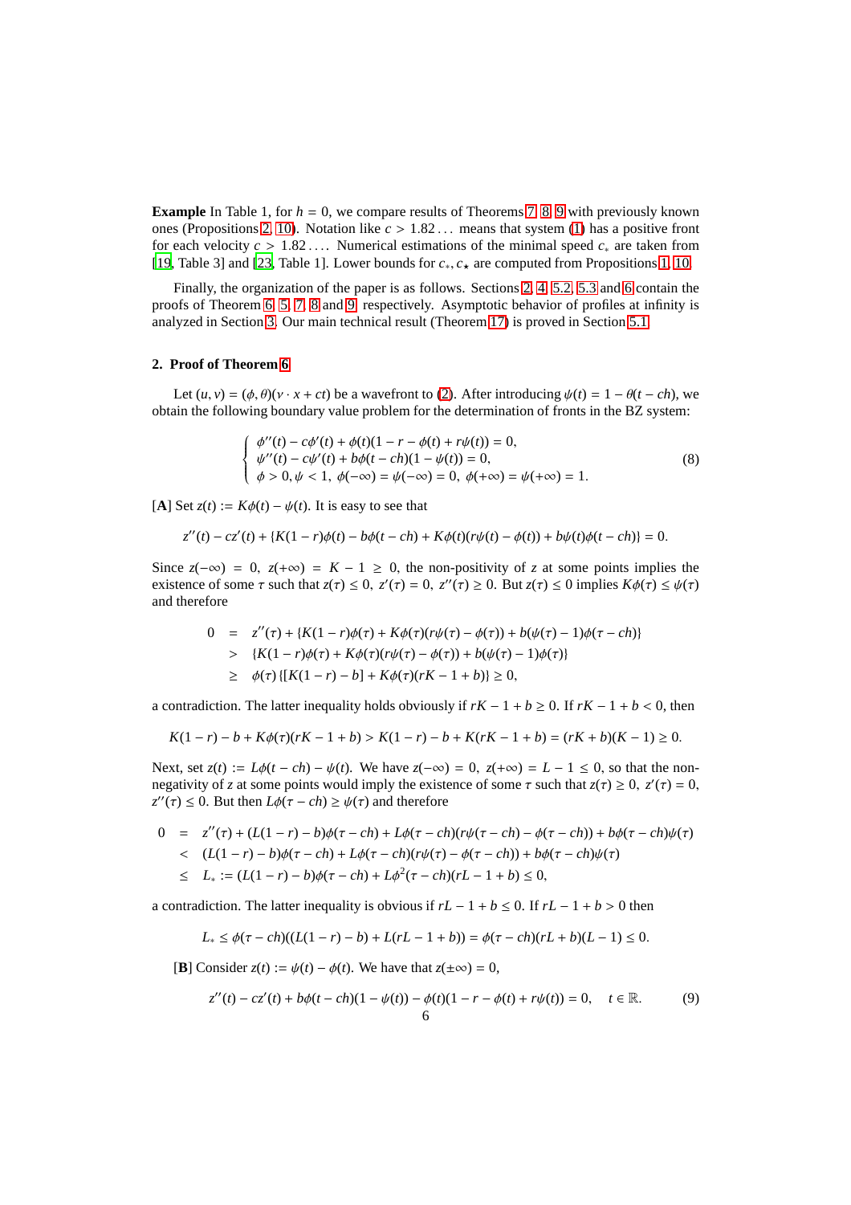**Example** In Table 1, for $h = 0$, we compare results of Theorems 7, 8, 9 with previously known ones (Propositions 2, 10). Notation like $c > 1.82\dots$ means that system (1) has a positive front for each velocity $c > 1.82\dots$. Numerical estimations of the minimal speed $c_*$ are taken from [19, Table 3] and [23, Table 1]. Lower bounds for $c_*, c_\star$ are computed from Propositions 1, 10.

Finally, the organization of the paper is as follows. Sections 2, 4, 5.2, 5.3 and 6 contain the proofs of Theorem 6, 5, 7, 8 and 9, respectively. Asymptotic behavior of profiles at infinity is analyzed in Section 3. Our main technical result (Theorem 17) is proved in Section 5.1.

## 2. Proof of Theorem 6

Let $(u, v) = (\phi, \theta)(\nu \cdot x + ct)$ be a wavefront to (2). After introducing $\psi(t) = 1 - \theta(t - ch)$, we obtain the following boundary value problem for the determination of fronts in the BZ system:

$$
\left\{
\begin{array}{l}
\phi''(t) - c\phi'(t) + \phi(t)(1 - r - \phi(t) + r\psi(t)) = 0, \\
\psi''(t) - c\psi'(t) + b\phi(t - ch)(1 - \psi(t)) = 0, \\
\phi > 0, \psi < 1, \ \phi(-\infty) = \psi(-\infty) = 0, \ \phi(+\infty) = \psi(+\infty) = 1.
\end{array}
\right. \tag{8}
$$

[**A**] Set $z(t) := K\phi(t) - \psi(t)$. It is easy to see that

$$
z''(t) - cz'(t) + \{K(1 - r)\phi(t) - b\phi(t - ch) + K\phi(t)(r\psi(t) - \phi(t)) + b\psi(t)\phi(t - ch)\} = 0.
$$

Since $z(-\infty) = 0$, $z(+\infty) = K - 1 \geq 0$, the non-positivity of $z$ at some points implies the existence of some $\tau$ such that $z(\tau) \leq 0$, $z'(\tau) = 0$, $z''(\tau) \geq 0$. But $z(\tau) \leq 0$ implies $K\phi(\tau) \leq \psi(\tau)$ and therefore

$$
\begin{aligned}
0 &= z''(\tau) + \{K(1 - r)\phi(\tau) + K\phi(\tau)(r\psi(\tau) - \phi(\tau)) + b(\psi(\tau) - 1)\phi(\tau - ch)\} \\
&> \{K(1 - r)\phi(\tau) + K\phi(\tau)(r\psi(\tau) - \phi(\tau)) + b(\psi(\tau) - 1)\phi(\tau)\} \\
&\geq \phi(\tau)\{[K(1 - r) - b] + K\phi(\tau)(rK - 1 + b)\} \geq 0,
\end{aligned}
$$

a contradiction. The latter inequality holds obviously if $rK - 1 + b \geq 0$. If $rK - 1 + b < 0$, then

$$
K(1 - r) - b + K\phi(\tau)(rK - 1 + b) > K(1 - r) - b + K(rK - 1 + b) = (rK + b)(K - 1) \geq 0.
$$

Next, set $z(t) := L\phi(t - ch) - \psi(t)$. We have $z(-\infty) = 0$, $z(+\infty) = L - 1 \leq 0$, so that the non-negativity of $z$ at some points would imply the existence of some $\tau$ such that $z(\tau) \geq 0$, $z'(\tau) = 0$, $z''(\tau) \leq 0$. But then $L\phi(\tau - ch) \geq \psi(\tau)$ and therefore

$$
\begin{aligned}
0 &= z''(\tau) + (L(1 - r) - b)\phi(\tau - ch) + L\phi(\tau - ch)(r\psi(\tau - ch) - \phi(\tau - ch)) + b\phi(\tau - ch)\psi(\tau) \\
&< (L(1 - r) - b)\phi(\tau - ch) + L\phi(\tau - ch)(r\psi(\tau) - \phi(\tau - ch)) + b\phi(\tau - ch)\psi(\tau) \\
&\leq L_* := (L(1 - r) - b)\phi(\tau - ch) + L\phi^2(\tau - ch)(rL - 1 + b) \leq 0,
\end{aligned}
$$

a contradiction. The latter inequality is obvious if $rL - 1 + b \leq 0$. If $rL - 1 + b > 0$ then

$$
L_* \leq \phi(\tau - ch)((L(1 - r) - b) + L(rL - 1 + b)) = \phi(\tau - ch)(rL + b)(L - 1) \leq 0.
$$

[**B**] Consider $z(t) := \psi(t) - \phi(t)$. We have that $z(\pm\infty) = 0$,

$$
z''(t) - cz'(t) + b\phi(t - ch)(1 - \psi(t)) - \phi(t)(1 - r - \phi(t) + r\psi(t)) = 0, \quad t \in \mathbb{R}. \tag{9}
$$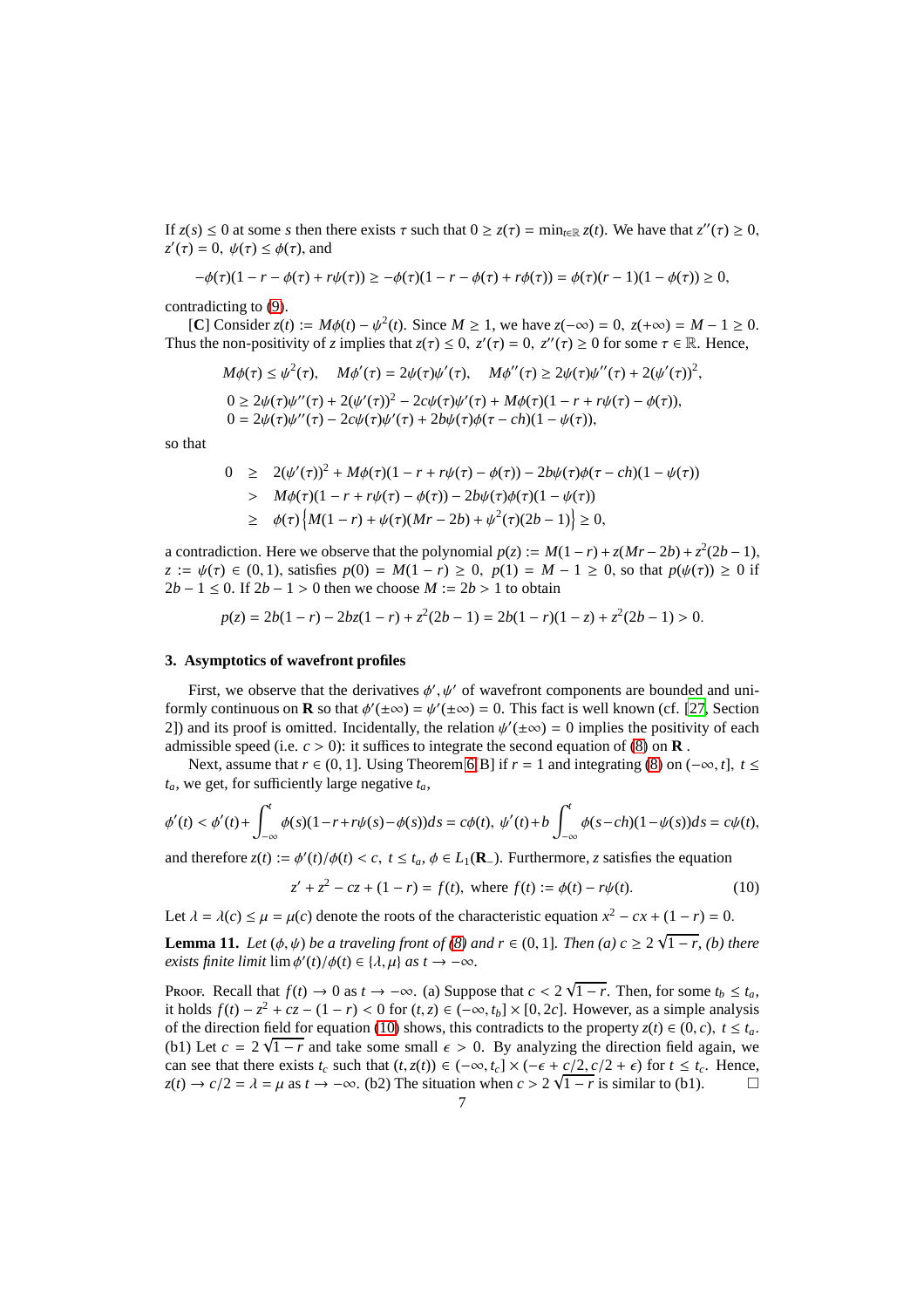If $z(s) \leq 0$ at some $s$ then there exists $\tau$ such that $0 \geq z(\tau) = \min_{t \in \mathbb{R}} z(t)$. We have that $z''(\tau) \geq 0$, $z'(\tau) = 0$, $\psi(\tau) \leq \phi(\tau)$, and

$$-\phi(\tau)(1 - r - \phi(\tau) + r\psi(\tau)) \geq -\phi(\tau)(1 - r - \phi(\tau) + r\phi(\tau)) = \phi(\tau)(r-1)(1 - \phi(\tau)) \geq 0,$$

contradicting to (9).

[**C**] Consider $z(t) := M\phi(t) - \psi^2(t)$. Since $M \geq 1$, we have $z(-\infty) = 0$, $z(+\infty) = M - 1 \geq 0$. Thus the non-positivity of $z$ implies that $z(\tau) \leq 0$, $z'(\tau) = 0$, $z''(\tau) \geq 0$ for some $\tau \in \mathbb{R}$. Hence,

$$M\phi(\tau) \leq \psi^2(\tau), \quad M\phi'(\tau) = 2\psi(\tau)\psi'(\tau), \quad M\phi''(\tau) \geq 2\psi(\tau)\psi''(\tau) + 2(\psi'(\tau))^2,$$

$$0 \geq 2\psi(\tau)\psi''(\tau) + 2(\psi'(\tau))^2 - 2c\psi(\tau)\psi'(\tau) + M\phi(\tau)(1 - r + r\psi(\tau) - \phi(\tau)),$$
$$0 = 2\psi(\tau)\psi''(\tau) - 2c\psi(\tau)\psi'(\tau) + 2b\psi(\tau)\phi(\tau - ch)(1 - \psi(\tau)),$$

so that

$$\begin{aligned}
0 &\geq 2(\psi'(\tau))^2 + M\phi(\tau)(1 - r + r\psi(\tau) - \phi(\tau)) - 2b\psi(\tau)\phi(\tau - ch)(1 - \psi(\tau)) \\
&> M\phi(\tau)(1 - r + r\psi(\tau) - \phi(\tau)) - 2b\psi(\tau)\phi(\tau)(1 - \psi(\tau)) \\
&\geq \phi(\tau)\left\{M(1 - r) + \psi(\tau)(Mr - 2b) + \psi^2(\tau)(2b - 1)\right\} \geq 0,
\end{aligned}$$

a contradiction. Here we observe that the polynomial $p(z) := M(1 - r) + z(Mr - 2b) + z^2(2b - 1)$, $z := \psi(\tau) \in (0, 1)$, satisfies $p(0) = M(1 - r) \geq 0$, $p(1) = M - 1 \geq 0$, so that $p(\psi(\tau)) \geq 0$ if $2b - 1 \leq 0$. If $2b - 1 > 0$ then we choose $M := 2b > 1$ to obtain

$$p(z) = 2b(1 - r) - 2bz(1 - r) + z^2(2b - 1) = 2b(1 - r)(1 - z) + z^2(2b - 1) > 0.$$

### 3. Asymptotics of wavefront profiles

First, we observe that the derivatives $\phi', \psi'$ of wavefront components are bounded and uniformly continuous on $\mathbf{R}$ so that $\phi'(\pm\infty) = \psi'(\pm\infty) = 0$. This fact is well known (cf. [27, Section 2]) and its proof is omitted. Incidentally, the relation $\psi'(\pm\infty) = 0$ implies the positivity of each admissible speed (i.e. $c > 0$): it suffices to integrate the second equation of (8) on $\mathbf{R}$ .

Next, assume that $r \in (0, 1]$. Using Theorem 6.B] if $r = 1$ and integrating (8) on $(-\infty, t]$, $t \leq t_a$, we get, for sufficiently large negative $t_a$,

$$\phi'(t) < \phi'(t) + \int_{-\infty}^{t} \phi(s)(1 - r + r\psi(s) - \phi(s))ds = c\phi(t), \ \psi'(t) + b\int_{-\infty}^{t} \phi(s - ch)(1 - \psi(s))ds = c\psi(t),$$

and therefore $z(t) := \phi'(t)/\phi(t) < c$, $t \leq t_a$, $\phi \in L_1(\mathbf{R}_-)$. Furthermore, $z$ satisfies the equation

$$z' + z^2 - cz + (1 - r) = f(t), \text{ where } f(t) := \phi(t) - r\psi(t). \tag{10}$$

Let $\lambda = \lambda(c) \leq \mu = \mu(c)$ denote the roots of the characteristic equation $x^2 - cx + (1 - r) = 0$.

**Lemma 11.** *Let $(\phi, \psi)$ be a traveling front of (8) and $r \in (0, 1]$. Then (a) $c \geq 2\sqrt{1 - r}$, (b) there exists finite limit $\lim \phi'(t)/\phi(t) \in \{\lambda, \mu\}$ as $t \to -\infty$.*

Proof. Recall that $f(t) \to 0$ as $t \to -\infty$. (a) Suppose that $c < 2\sqrt{1 - r}$. Then, for some $t_b \leq t_a$, it holds $f(t) - z^2 + cz - (1 - r) < 0$ for $(t, z) \in (-\infty, t_b] \times [0, 2c]$. However, as a simple analysis of the direction field for equation (10) shows, this contradicts to the property $z(t) \in (0, c)$, $t \leq t_a$. (b1) Let $c = 2\sqrt{1 - r}$ and take some small $\epsilon > 0$. By analyzing the direction field again, we can see that there exists $t_c$ such that $(t, z(t)) \in (-\infty, t_c] \times (-\epsilon + c/2, c/2 + \epsilon)$ for $t \leq t_c$. Hence, $z(t) \to c/2 = \lambda = \mu$ as $t \to -\infty$. (b2) The situation when $c > 2\sqrt{1 - r}$ is similar to (b1). $\square$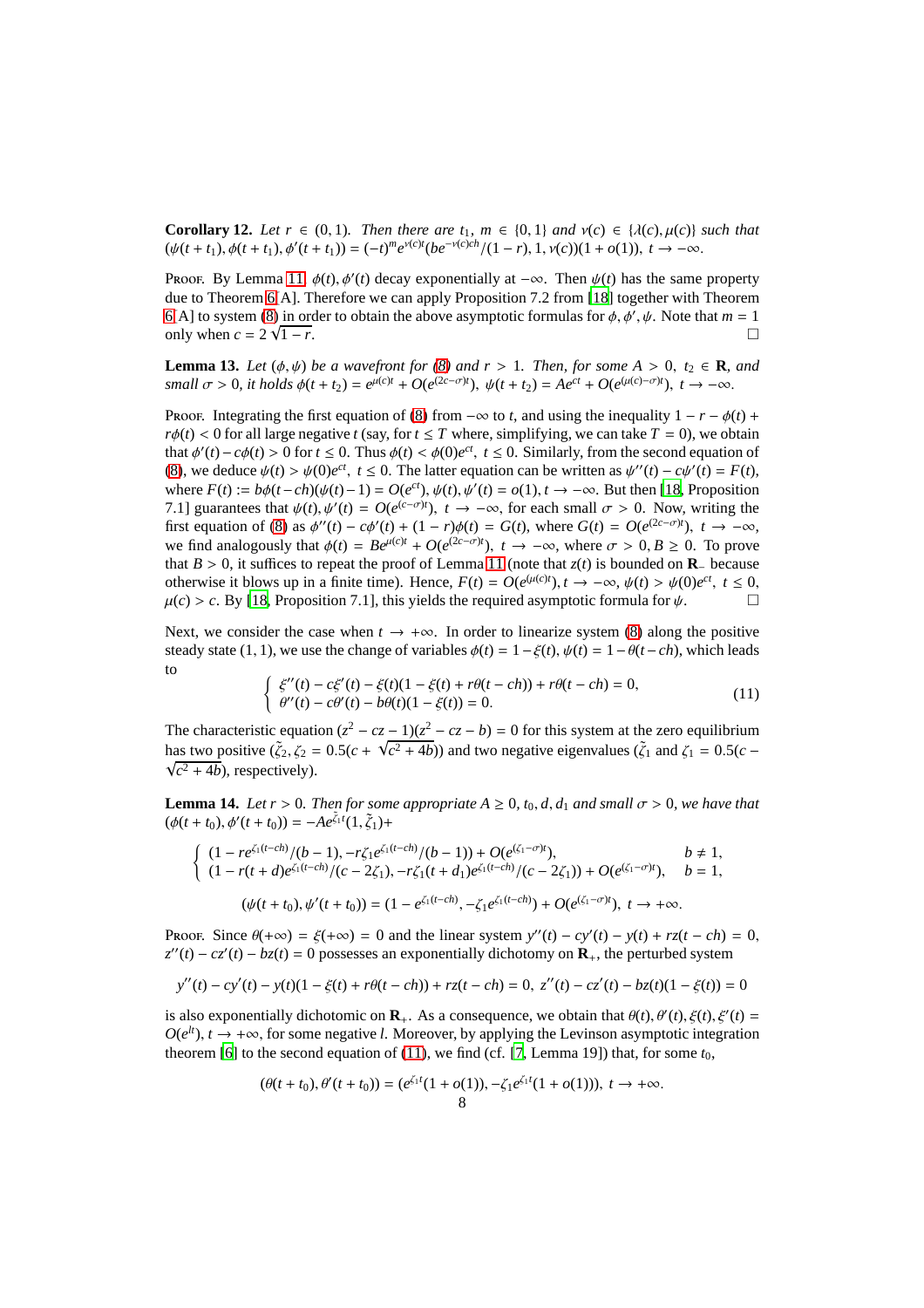**Corollary 12.** *Let $r \in (0,1)$. Then there are $t_1$, $m \in \{0,1\}$ and $\nu(c) \in \{\lambda(c), \mu(c)\}$ such that $(\psi(t+t_1), \phi(t+t_1), \phi'(t+t_1)) = (-t)^m e^{\nu(c)t}(be^{-\nu(c)ch}/(1-r), 1, \nu(c))(1+o(1)),\ t \to -\infty$.*

Proof. By Lemma 11, $\phi(t), \phi'(t)$ decay exponentially at $-\infty$. Then $\psi(t)$ has the same property due to Theorem 6 A]. Therefore we can apply Proposition 7.2 from [18] together with Theorem 6 A] to system (8) in order to obtain the above asymptotic formulas for $\phi, \phi', \psi$. Note that $m = 1$ only when $c = 2\sqrt{1-r}$. □

**Lemma 13.** *Let $(\phi, \psi)$ be a wavefront for (8) and $r > 1$. Then, for some $A > 0$, $t_2 \in \mathbf{R}$, and small $\sigma > 0$, it holds $\phi(t+t_2) = e^{\mu(c)t} + O(e^{(2c-\sigma)t})$, $\psi(t+t_2) = Ae^{ct} + O(e^{(\mu(c)-\sigma)t})$, $t \to -\infty$.*

Proof. Integrating the first equation of (8) from $-\infty$ to $t$, and using the inequality $1 - r - \phi(t) + r\phi(t) < 0$ for all large negative $t$ (say, for $t \leq T$ where, simplifying, we can take $T = 0$), we obtain that $\phi'(t) - c\phi(t) > 0$ for $t \leq 0$. Thus $\phi(t) < \phi(0)e^{ct}$, $t \leq 0$. Similarly, from the second equation of (8), we deduce $\psi(t) > \psi(0)e^{ct}$, $t \leq 0$. The latter equation can be written as $\psi''(t) - c\psi'(t) = F(t)$, where $F(t) := b\phi(t-ch)(\psi(t)-1) = O(e^{ct})$, $\psi(t), \psi'(t) = o(1), t \to -\infty$. But then [18, Proposition 7.1] guarantees that $\psi(t), \psi'(t) = O(e^{(c-\sigma)t})$, $t \to -\infty$, for each small $\sigma > 0$. Now, writing the first equation of (8) as $\phi''(t) - c\phi'(t) + (1-r)\phi(t) = G(t)$, where $G(t) = O(e^{(2c-\sigma)t})$, $t \to -\infty$, we find analogously that $\phi(t) = Be^{\mu(c)t} + O(e^{(2c-\sigma)t})$, $t \to -\infty$, where $\sigma > 0, B \geq 0$. To prove that $B > 0$, it suffices to repeat the proof of Lemma 11 (note that $z(t)$ is bounded on $\mathbf{R}_-$ because otherwise it blows up in a finite time). Hence, $F(t) = O(e^{\mu(c)t}), t \to -\infty$, $\psi(t) > \psi(0)e^{ct}$, $t \leq 0$, $\mu(c) > c$. By [18, Proposition 7.1], this yields the required asymptotic formula for $\psi$. □

Next, we consider the case when $t \to +\infty$. In order to linearize system (8) along the positive steady state $(1,1)$, we use the change of variables $\phi(t) = 1 - \xi(t)$, $\psi(t) = 1 - \theta(t - ch)$, which leads to

$$
\begin{cases} \xi''(t) - c\xi'(t) - \xi(t)(1 - \xi(t) + r\theta(t-ch)) + r\theta(t-ch) = 0, \\ \theta''(t) - c\theta'(t) - b\theta(t)(1 - \xi(t)) = 0. \end{cases} \tag{11}
$$

The characteristic equation $(z^2 - cz - 1)(z^2 - cz - b) = 0$ for this system at the zero equilibrium has two positive $(\tilde{\zeta}_2, \zeta_2 = 0.5(c + \sqrt{c^2+4b}))$ and two negative eigenvalues ($\tilde{\zeta}_1$ and $\zeta_1 = 0.5(c - \sqrt{c^2+4b})$, respectively).

**Lemma 14.** *Let $r > 0$. Then for some appropriate $A \geq 0$, $t_0, d, d_1$ and small $\sigma > 0$, we have that $(\phi(t+t_0), \phi'(t+t_0)) = -Ae^{\tilde{\zeta}_1 t}(1, \tilde{\zeta}_1) +$*

$$
\begin{cases} (1 - re^{\zeta_1(t-ch)}/(b-1), -r\zeta_1 e^{\zeta_1(t-ch)}/(b-1)) + O(e^{(\zeta_1-\sigma)t}), & b \neq 1, \\ (1 - r(t+d)e^{\zeta_1(t-ch)}/(c-2\zeta_1), -r\zeta_1(t+d_1)e^{\zeta_1(t-ch)}/(c-2\zeta_1)) + O(e^{(\zeta_1-\sigma)t}), & b = 1, \end{cases}
$$

$$
(\psi(t+t_0), \psi'(t+t_0)) = (1 - e^{\zeta_1(t-ch)}, -\zeta_1 e^{\zeta_1(t-ch)}) + O(e^{(\zeta_1-\sigma)t}),\ t \to +\infty.
$$

Proof. Since $\theta(+\infty) = \xi(+\infty) = 0$ and the linear system $y''(t) - cy'(t) - y(t) + rz(t-ch) = 0$, $z''(t) - cz'(t) - bz(t) = 0$ possesses an exponentially dichotomy on $\mathbf{R}_+$, the perturbed system

$$
y''(t) - cy'(t) - y(t)(1 - \xi(t) + r\theta(t-ch)) + rz(t-ch) = 0,\ z''(t) - cz'(t) - bz(t)(1 - \xi(t)) = 0
$$

is also exponentially dichotomic on $\mathbf{R}_+$. As a consequence, we obtain that $\theta(t), \theta'(t), \xi(t), \xi'(t) = O(e^{lt})$, $t \to +\infty$, for some negative $l$. Moreover, by applying the Levinson asymptotic integration theorem [6] to the second equation of (11), we find (cf. [7, Lemma 19]) that, for some $t_0$,

$$
(\theta(t+t_0), \theta'(t+t_0)) = (e^{\zeta_1 t}(1+o(1)), -\zeta_1 e^{\zeta_1 t}(1+o(1))),\ t \to +\infty.
$$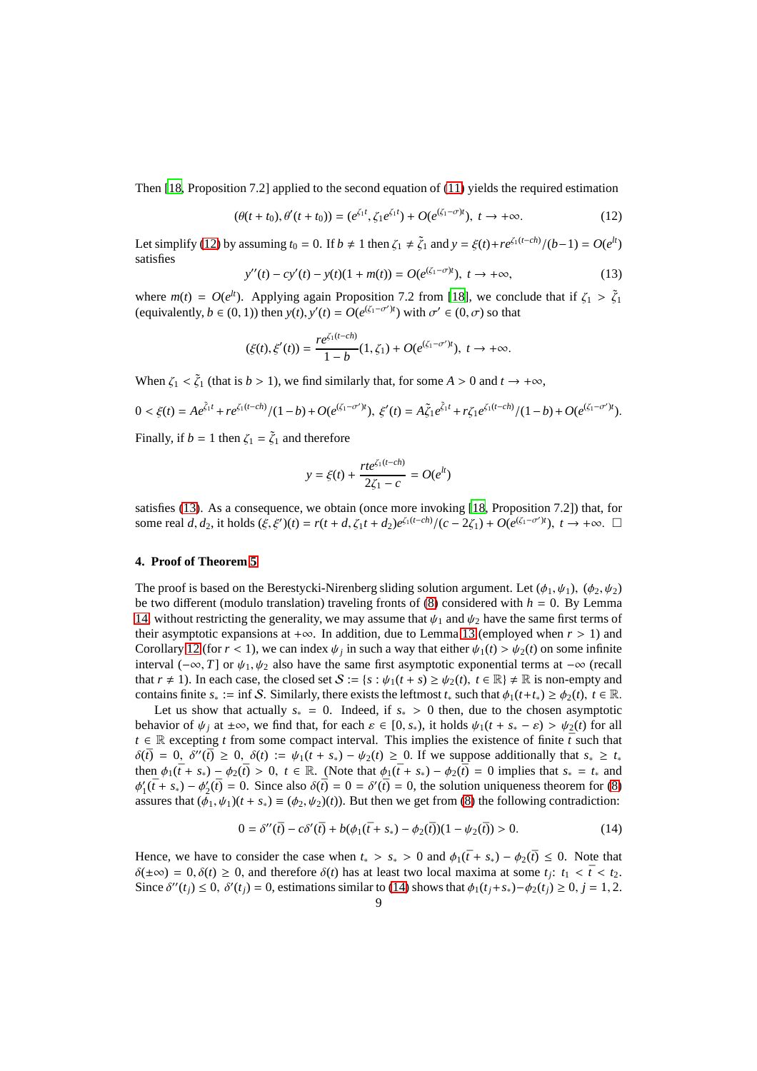Then [18, Proposition 7.2] applied to the second equation of (11) yields the required estimation

$$(\theta(t+t_0), \theta'(t+t_0)) = (e^{\zeta_1 t}, \zeta_1 e^{\zeta_1 t}) + O(e^{(\zeta_1-\sigma)t}), \ t \to +\infty. \tag{12}$$

Let simplify (12) by assuming $t_0 = 0$. If $b \neq 1$ then $\zeta_1 \neq \tilde{\zeta}_1$ and $y = \xi(t) + re^{\zeta_1(t-ch)}/(b-1) = O(e^{lt})$ satisfies

$$y''(t) - cy'(t) - y(t)(1 + m(t)) = O(e^{(\zeta_1-\sigma)t}), \ t \to +\infty, \tag{13}$$

where $m(t) = O(e^{lt})$. Applying again Proposition 7.2 from [18], we conclude that if $\zeta_1 > \tilde{\zeta}_1$ (equivalently, $b \in (0,1)$) then $y(t), y'(t) = O(e^{(\zeta_1-\sigma')t})$ with $\sigma' \in (0, \sigma)$ so that

$$(\xi(t), \xi'(t)) = \frac{re^{\zeta_1(t-ch)}}{1-b}(1, \zeta_1) + O(e^{(\zeta_1-\sigma')t}), \ t \to +\infty.$$

When $\zeta_1 < \tilde{\zeta}_1$ (that is $b > 1$), we find similarly that, for some $A > 0$ and $t \to +\infty$,

$$0 < \xi(t) = Ae^{\tilde{\zeta}_1 t} + re^{\zeta_1(t-ch)}/(1-b) + O(e^{(\zeta_1-\sigma')t}), \ \xi'(t) = A\tilde{\zeta}_1 e^{\tilde{\zeta}_1 t} + r\zeta_1 e^{\zeta_1(t-ch)}/(1-b) + O(e^{(\zeta_1-\sigma')t}).$$

Finally, if $b = 1$ then $\zeta_1 = \tilde{\zeta}_1$ and therefore

$$y = \xi(t) + \frac{rte^{\zeta_1(t-ch)}}{2\zeta_1 - c} = O(e^{lt})$$

satisfies (13). As a consequence, we obtain (once more invoking [18, Proposition 7.2]) that, for some real $d, d_2$, it holds $(\xi, \xi')(t) = r(t+d, \zeta_1 t + d_2)e^{\zeta_1(t-ch)}/(c - 2\zeta_1) + O(e^{(\zeta_1-\sigma')t})$, $t \to +\infty$. $\square$

## 4. Proof of Theorem 5

The proof is based on the Berestycki-Nirenberg sliding solution argument. Let $(\phi_1, \psi_1)$, $(\phi_2, \psi_2)$ be two different (modulo translation) traveling fronts of (8) considered with $h = 0$. By Lemma 14, without restricting the generality, we may assume that $\psi_1$ and $\psi_2$ have the same first terms of their asymptotic expansions at $+\infty$. In addition, due to Lemma 13 (employed when $r > 1$) and Corollary 12 (for $r < 1$), we can index $\psi_j$ in such a way that either $\psi_1(t) > \psi_2(t)$ on some infinite interval $(-\infty, T]$ or $\psi_1, \psi_2$ also have the same first asymptotic exponential terms at $-\infty$ (recall that $r \neq 1$). In each case, the closed set $\mathcal{S} := \{s : \psi_1(t+s) \geq \psi_2(t), \ t \in \mathbb{R}\} \neq \mathbb{R}$ is non-empty and contains finite $s_* := \inf \mathcal{S}$. Similarly, there exists the leftmost $t_*$ such that $\phi_1(t + t_*) \geq \phi_2(t)$, $t \in \mathbb{R}$.

Let us show that actually $s_* = 0$. Indeed, if $s_* > 0$ then, due to the chosen asymptotic behavior of $\psi_j$ at $\pm\infty$, we find that, for each $\varepsilon \in [0, s_*)$, it holds $\psi_1(t + s_* - \varepsilon) > \psi_2(t)$ for all $t \in \mathbb{R}$ excepting $t$ from some compact interval. This implies the existence of finite $\bar{t}$ such that $\delta(\bar{t}) = 0$, $\delta''(\bar{t}) \geq 0$, $\delta(t) := \psi_1(t + s_*) - \psi_2(t) \geq 0$. If we suppose additionally that $s_* \geq t_*$ then $\phi_1(\bar{t} + s_*) - \phi_2(\bar{t}) > 0$, $t \in \mathbb{R}$. (Note that $\phi_1(\bar{t} + s_*) - \phi_2(\bar{t}) = 0$ implies that $s_* = t_*$ and $\phi_1'(\bar{t} + s_*) - \phi_2'(\bar{t}) = 0$. Since also $\delta(\bar{t}) = 0 = \delta'(\bar{t}) = 0$, the solution uniqueness theorem for (8) assures that $(\phi_1, \psi_1)(t + s_*) \equiv (\phi_2, \psi_2)(t)$). But then we get from (8) the following contradiction:

$$0 = \delta''(\bar{t}) - c\delta'(\bar{t}) + b(\phi_1(\bar{t} + s_*) - \phi_2(\bar{t}))(1 - \psi_2(\bar{t})) > 0. \tag{14}$$

Hence, we have to consider the case when $t_* > s_* > 0$ and $\phi_1(\bar{t} + s_*) - \phi_2(\bar{t}) \leq 0$. Note that $\delta(\pm\infty) = 0, \delta(t) \geq 0$, and therefore $\delta(t)$ has at least two local maxima at some $t_j$: $t_1 < \bar{t} < t_2$. Since $\delta''(t_j) \leq 0$, $\delta'(t_j) = 0$, estimations similar to (14) shows that $\phi_1(t_j + s_*) - \phi_2(t_j) \geq 0$, $j = 1, 2$.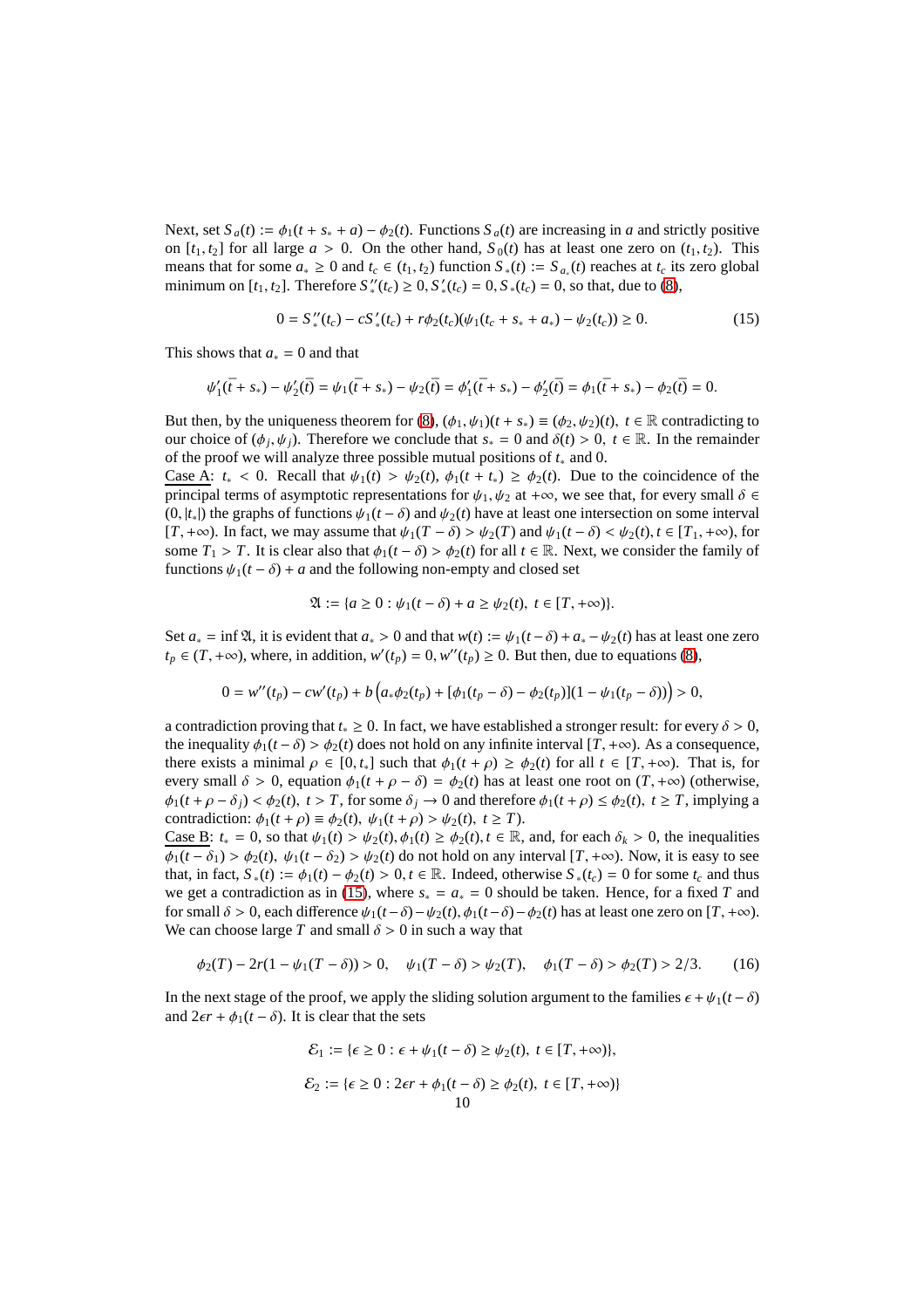Next, set $S_a(t) := \phi_1(t + s_* + a) - \phi_2(t)$. Functions $S_a(t)$ are increasing in $a$ and strictly positive on $[t_1, t_2]$ for all large $a > 0$. On the other hand, $S_0(t)$ has at least one zero on $(t_1, t_2)$. This means that for some $a_* \geq 0$ and $t_c \in (t_1, t_2)$ function $S_*(t) := S_{a_*}(t)$ reaches at $t_c$ its zero global minimum on $[t_1, t_2]$. Therefore $S_*''(t_c) \geq 0, S_*'(t_c) = 0, S_*(t_c) = 0$, so that, due to (8),

$$0 = S_*''(t_c) - cS_*'(t_c) + r\phi_2(t_c)(\psi_1(t_c + s_* + a_*) - \psi_2(t_c)) \geq 0. \tag{15}$$

This shows that $a_* = 0$ and that

$$\psi_1'(\bar{t} + s_*) - \psi_2'(\bar{t}) = \psi_1(\bar{t} + s_*) - \psi_2(\bar{t}) = \phi_1'(\bar{t} + s_*) - \phi_2'(\bar{t}) = \phi_1(\bar{t} + s_*) - \phi_2(\bar{t}) = 0.$$

But then, by the uniqueness theorem for (8), $(\phi_1, \psi_1)(t + s_*) \equiv (\phi_2, \psi_2)(t)$, $t \in \mathbb{R}$ contradicting to our choice of $(\phi_j, \psi_j)$. Therefore we conclude that $s_* = 0$ and $\delta(t) > 0$, $t \in \mathbb{R}$. In the remainder of the proof we will analyze three possible mutual positions of $t_*$ and 0.

Case A: $t_* < 0$. Recall that $\psi_1(t) > \psi_2(t)$, $\phi_1(t + t_*) \geq \phi_2(t)$. Due to the coincidence of the principal terms of asymptotic representations for $\psi_1, \psi_2$ at $+\infty$, we see that, for every small $\delta \in (0, |t_*|)$ the graphs of functions $\psi_1(t - \delta)$ and $\psi_2(t)$ have at least one intersection on some interval $[T, +\infty)$. In fact, we may assume that $\psi_1(T - \delta) > \psi_2(T)$ and $\psi_1(t - \delta) < \psi_2(t), t \in [T_1, +\infty)$, for some $T_1 > T$. It is clear also that $\phi_1(t - \delta) > \phi_2(t)$ for all $t \in \mathbb{R}$. Next, we consider the family of functions $\psi_1(t - \delta) + a$ and the following non-empty and closed set

$$\mathfrak{A} := \{a \geq 0 : \psi_1(t - \delta) + a \geq \psi_2(t),\ t \in [T, +\infty)\}.$$

Set $a_* = \inf \mathfrak{A}$, it is evident that $a_* > 0$ and that $w(t) := \psi_1(t-\delta) + a_* - \psi_2(t)$ has at least one zero $t_p \in (T, +\infty)$, where, in addition, $w'(t_p) = 0, w''(t_p) \geq 0$. But then, due to equations (8),

$$0 = w''(t_p) - cw'(t_p) + b\left(a_*\phi_2(t_p) + [\phi_1(t_p - \delta) - \phi_2(t_p)](1 - \psi_1(t_p - \delta))\right) > 0,$$

a contradiction proving that $t_* \geq 0$. In fact, we have established a stronger result: for every $\delta > 0$, the inequality $\phi_1(t - \delta) > \phi_2(t)$ does not hold on any infinite interval $[T, +\infty)$. As a consequence, there exists a minimal $\rho \in [0, t_*]$ such that $\phi_1(t + \rho) \geq \phi_2(t)$ for all $t \in [T, +\infty)$. That is, for every small $\delta > 0$, equation $\phi_1(t + \rho - \delta) = \phi_2(t)$ has at least one root on $(T, +\infty)$ (otherwise, $\phi_1(t + \rho - \delta_j) < \phi_2(t),\ t > T$, for some $\delta_j \to 0$ and therefore $\phi_1(t + \rho) \leq \phi_2(t),\ t \geq T$, implying a contradiction: $\phi_1(t + \rho) \equiv \phi_2(t),\ \psi_1(t + \rho) > \psi_2(t),\ t \geq T$).

Case B: $t_* = 0$, so that $\psi_1(t) > \psi_2(t), \phi_1(t) \geq \phi_2(t), t \in \mathbb{R}$, and, for each $\delta_k > 0$, the inequalities $\phi_1(t - \delta_1) > \phi_2(t),\ \psi_1(t - \delta_2) > \psi_2(t)$ do not hold on any interval $[T, +\infty)$. Now, it is easy to see that, in fact, $S_*(t) := \phi_1(t) - \phi_2(t) > 0, t \in \mathbb{R}$. Indeed, otherwise $S_*(t_c) = 0$ for some $t_c$ and thus we get a contradiction as in (15), where $s_* = a_* = 0$ should be taken. Hence, for a fixed $T$ and for small $\delta > 0$, each difference $\psi_1(t-\delta) - \psi_2(t), \phi_1(t-\delta) - \phi_2(t)$ has at least one zero on $[T, +\infty)$. We can choose large $T$ and small $\delta > 0$ in such a way that

$$\phi_2(T) - 2r(1 - \psi_1(T - \delta)) > 0, \quad \psi_1(T - \delta) > \psi_2(T), \quad \phi_1(T - \delta) > \phi_2(T) > 2/3. \tag{16}$$

In the next stage of the proof, we apply the sliding solution argument to the families $\epsilon + \psi_1(t - \delta)$ and $2\epsilon r + \phi_1(t - \delta)$. It is clear that the sets

$$\mathcal{E}_1 := \{\epsilon \geq 0 : \epsilon + \psi_1(t - \delta) \geq \psi_2(t),\ t \in [T, +\infty)\},$$

$$\mathcal{E}_2 := \{\epsilon \geq 0 : 2\epsilon r + \phi_1(t - \delta) \geq \phi_2(t),\ t \in [T, +\infty)\}$$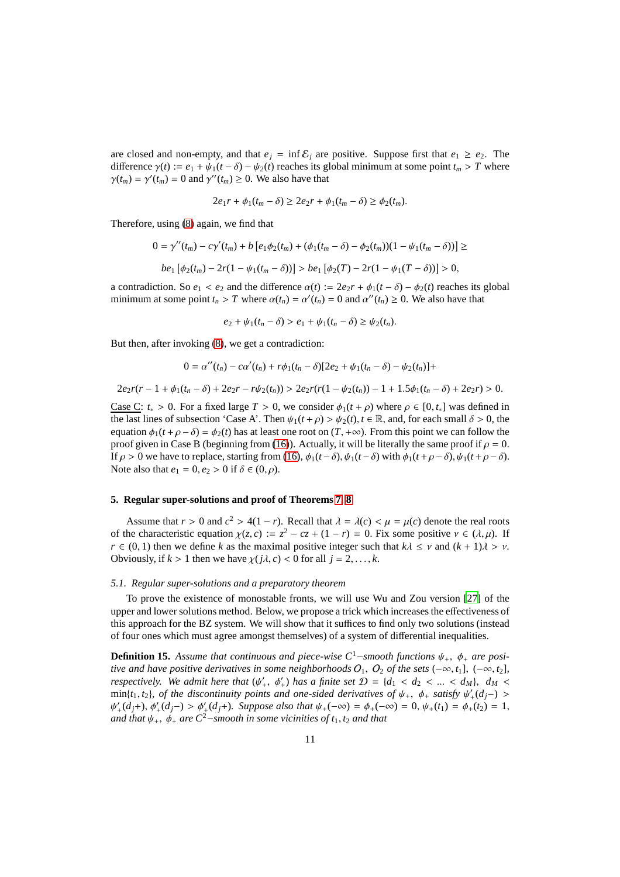are closed and non-empty, and that $e_j = \inf \mathcal{E}_j$ are positive. Suppose first that $e_1 \geq e_2$. The difference $\gamma(t) := e_1 + \psi_1(t-\delta) - \psi_2(t)$ reaches its global minimum at some point $t_m > T$ where $\gamma(t_m) = \gamma'(t_m) = 0$ and $\gamma''(t_m) \geq 0$. We also have that

$$2e_1 r + \phi_1(t_m - \delta) \geq 2e_2 r + \phi_1(t_m - \delta) \geq \phi_2(t_m).$$

Therefore, using (8) again, we find that

$$0 = \gamma''(t_m) - c\gamma'(t_m) + b\left[e_1\phi_2(t_m) + (\phi_1(t_m-\delta) - \phi_2(t_m))(1 - \psi_1(t_m - \delta))\right] \geq$$

$$be_1\left[\phi_2(t_m) - 2r(1-\psi_1(t_m-\delta))\right] > be_1\left[\phi_2(T) - 2r(1-\psi_1(T-\delta))\right] > 0,$$

a contradiction. So $e_1 < e_2$ and the difference $\alpha(t) := 2e_2 r + \phi_1(t-\delta) - \phi_2(t)$ reaches its global minimum at some point $t_n > T$ where $\alpha(t_n) = \alpha'(t_n) = 0$ and $\alpha''(t_n) \geq 0$. We also have that

$$e_2 + \psi_1(t_n - \delta) > e_1 + \psi_1(t_n - \delta) \geq \psi_2(t_n).$$

But then, after invoking (8), we get a contradiction:

$$0 = \alpha''(t_n) - c\alpha'(t_n) + r\phi_1(t_n - \delta)[2e_2 + \psi_1(t_n-\delta) - \psi_2(t_n)] +$$

$$2e_2 r(r - 1 + \phi_1(t_n - \delta) + 2e_2 r - r\psi_2(t_n)) > 2e_2 r(r(1-\psi_2(t_n)) - 1 + 1.5\phi_1(t_n-\delta) + 2e_2 r) > 0.$$

Case C: $t_* > 0$. For a fixed large $T > 0$, we consider $\phi_1(t+\rho)$ where $\rho \in [0, t_*]$ was defined in the last lines of subsection 'Case A'. Then $\psi_1(t+\rho) > \psi_2(t), t \in \mathbb{R}$, and, for each small $\delta > 0$, the equation $\phi_1(t+\rho-\delta) = \phi_2(t)$ has at least one root on $(T, +\infty)$. From this point we can follow the proof given in Case B (beginning from (16)). Actually, it will be literally the same proof if $\rho = 0$. If $\rho > 0$ we have to replace, starting from (16), $\phi_1(t-\delta), \psi_1(t-\delta)$ with $\phi_1(t+\rho-\delta), \psi_1(t+\rho-\delta)$. Note also that $e_1 = 0, e_2 > 0$ if $\delta \in (0, \rho)$.

## 5. Regular super-solutions and proof of Theorems 7, 8

Assume that $r > 0$ and $c^2 > 4(1-r)$. Recall that $\lambda = \lambda(c) < \mu = \mu(c)$ denote the real roots of the characteristic equation $\chi(z, c) := z^2 - cz + (1-r) = 0$. Fix some positive $\nu \in (\lambda, \mu)$. If $r \in (0, 1)$ then we define $k$ as the maximal positive integer such that $k\lambda \leq \nu$ and $(k+1)\lambda > \nu$. Obviously, if $k > 1$ then we have $\chi(j\lambda, c) < 0$ for all $j = 2, \dots, k$.

### 5.1. Regular super-solutions and a preparatory theorem

To prove the existence of monostable fronts, we will use Wu and Zou version [27] of the upper and lower solutions method. Below, we propose a trick which increases the effectiveness of this approach for the BZ system. We will show that it suffices to find only two solutions (instead of four ones which must agree amongst themselves) of a system of differential inequalities.

**Definition 15.** *Assume that continuous and piece-wise $C^1$–smooth functions $\psi_+$, $\phi_+$ are positive and have positive derivatives in some neighborhoods $\mathcal{O}_1$, $\mathcal{O}_2$ of the sets $(-\infty, t_1]$, $(-\infty, t_2]$, respectively. We admit here that $(\psi_+', \phi_+')$ has a finite set $\mathcal{D} = \{d_1 < d_2 < ... < d_M\}$, $d_M < \min\{t_1, t_2\}$, of the discontinuity points and one-sided derivatives of $\psi_+$, $\phi_+$ satisfy $\psi_+'(d_j-) > \psi_+'(d_j+)$, $\phi_+'(d_j-) > \phi_+'(d_j+)$. Suppose also that $\psi_+(-\infty) = \phi_+(-\infty) = 0$, $\psi_+(t_1) = \phi_+(t_2) = 1$, and that $\psi_+$, $\phi_+$ are $C^2$–smooth in some vicinities of $t_1, t_2$ and that*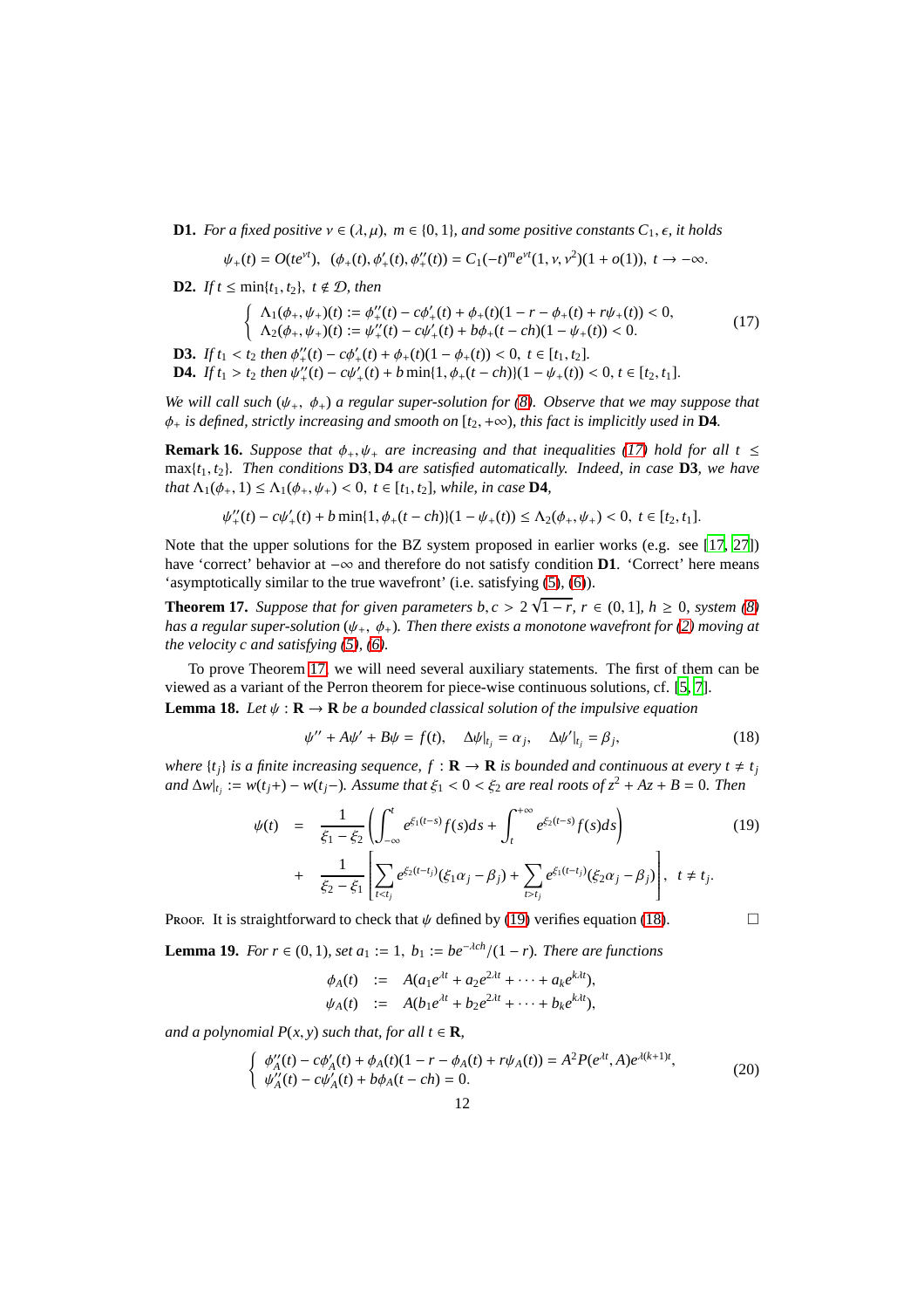**D1.** *For a fixed positive* $\nu \in (\lambda, \mu)$, $m \in \{0, 1\}$, *and some positive constants* $C_1, \epsilon$, *it holds*

$$\psi_+(t) = O(te^{\nu t}), \quad (\phi_+(t), \phi'_+(t), \phi''_+(t)) = C_1(-t)^m e^{\nu t}(1, \nu, \nu^2)(1 + o(1)), \ t \to -\infty.$$

**D2.** *If* $t \leq \min\{t_1, t_2\}$, $t \notin \mathcal{D}$, *then*

$$\begin{cases} \Lambda_1(\phi_+, \psi_+)(t) := \phi''_+(t) - c\phi'_+(t) + \phi_+(t)(1 - r - \phi_+(t) + r\psi_+(t)) < 0, \\ \Lambda_2(\phi_+, \psi_+)(t) := \psi''_+(t) - c\psi'_+(t) + b\phi_+(t - ch)(1 - \psi_+(t)) < 0. \end{cases} \tag{17}$$

**D3.** *If* $t_1 < t_2$ *then* $\phi''_+(t) - c\phi'_+(t) + \phi_+(t)(1 - \phi_+(t)) < 0$, $t \in [t_1, t_2]$.

**D4.** *If* $t_1 > t_2$ *then* $\psi''_+(t) - c\psi'_+(t) + b\min\{1, \phi_+(t - ch)\}(1 - \psi_+(t)) < 0$, $t \in [t_2, t_1]$.

*We will call such* $(\psi_+, \phi_+)$ *a regular super-solution for (8). Observe that we may suppose that* $\phi_+$ *is defined, strictly increasing and smooth on* $[t_2, +\infty)$, *this fact is implicitly used in* **D4**.

**Remark 16.** *Suppose that* $\phi_+, \psi_+$ *are increasing and that inequalities (17) hold for all* $t \leq \max\{t_1, t_2\}$. *Then conditions* **D3**, **D4** *are satisfied automatically. Indeed, in case* **D3**, *we have that* $\Lambda_1(\phi_+, 1) \leq \Lambda_1(\phi_+, \psi_+) < 0$, $t \in [t_1, t_2]$, *while, in case* **D4**,

$$\psi''_+(t) - c\psi'_+(t) + b\min\{1, \phi_+(t - ch)\}(1 - \psi_+(t)) \leq \Lambda_2(\phi_+, \psi_+) < 0, \ t \in [t_2, t_1].$$

Note that the upper solutions for the BZ system proposed in earlier works (e.g. see [17, 27]) have 'correct' behavior at $-\infty$ and therefore do not satisfy condition **D1**. 'Correct' here means 'asymptotically similar to the true wavefront' (i.e. satisfying (5), (6)).

**Theorem 17.** *Suppose that for given parameters* $b, c > 2\sqrt{1 - r}$, $r \in (0, 1]$, $h \geq 0$, *system (8) has a regular super-solution* $(\psi_+, \phi_+)$. *Then there exists a monotone wavefront for (2) moving at the velocity* $c$ *and satisfying (5), (6).*

To prove Theorem 17, we will need several auxiliary statements. The first of them can be viewed as a variant of the Perron theorem for piece-wise continuous solutions, cf. [5, 7].

**Lemma 18.** *Let* $\psi : \mathbf{R} \to \mathbf{R}$ *be a bounded classical solution of the impulsive equation*

$$\psi'' + A\psi' + B\psi = f(t), \quad \Delta\psi|_{t_j} = \alpha_j, \quad \Delta\psi'|_{t_j} = \beta_j, \tag{18}$$

*where* $\{t_j\}$ *is a finite increasing sequence,* $f : \mathbf{R} \to \mathbf{R}$ *is bounded and continuous at every* $t \neq t_j$ *and* $\Delta w|_{t_j} := w(t_j+) - w(t_j-)$. *Assume that* $\xi_1 < 0 < \xi_2$ *are real roots of* $z^2 + Az + B = 0$. *Then*

$$\begin{aligned} \psi(t) &= \frac{1}{\xi_1 - \xi_2}\left(\int_{-\infty}^{t} e^{\xi_1(t-s)} f(s)ds + \int_{t}^{+\infty} e^{\xi_2(t-s)} f(s)ds\right) \\ &+ \frac{1}{\xi_2 - \xi_1}\left[\sum_{t<t_j} e^{\xi_2(t-t_j)}(\xi_1\alpha_j - \beta_j) + \sum_{t>t_j} e^{\xi_1(t-t_j)}(\xi_2\alpha_j - \beta_j)\right], \quad t \neq t_j. \end{aligned} \tag{19}$$

Proof. It is straightforward to check that $\psi$ defined by (19) verifies equation (18). $\square$

**Lemma 19.** *For* $r \in (0, 1)$, *set* $a_1 := 1$, $b_1 := be^{-\lambda ch}/(1 - r)$. *There are functions*

$$\begin{aligned} \phi_A(t) &:= A(a_1e^{\lambda t} + a_2e^{2\lambda t} + \cdots + a_ke^{k\lambda t}), \\ \psi_A(t) &:= A(b_1e^{\lambda t} + b_2e^{2\lambda t} + \cdots + b_ke^{k\lambda t}), \end{aligned}$$

*and a polynomial* $P(x, y)$ *such that, for all* $t \in \mathbf{R}$,

$$\begin{cases} \phi''_A(t) - c\phi'_A(t) + \phi_A(t)(1 - r - \phi_A(t) + r\psi_A(t)) = A^2P(e^{\lambda t}, A)e^{\lambda(k+1)t}, \\ \psi''_A(t) - c\psi'_A(t) + b\phi_A(t - ch) = 0. \end{cases} \tag{20}$$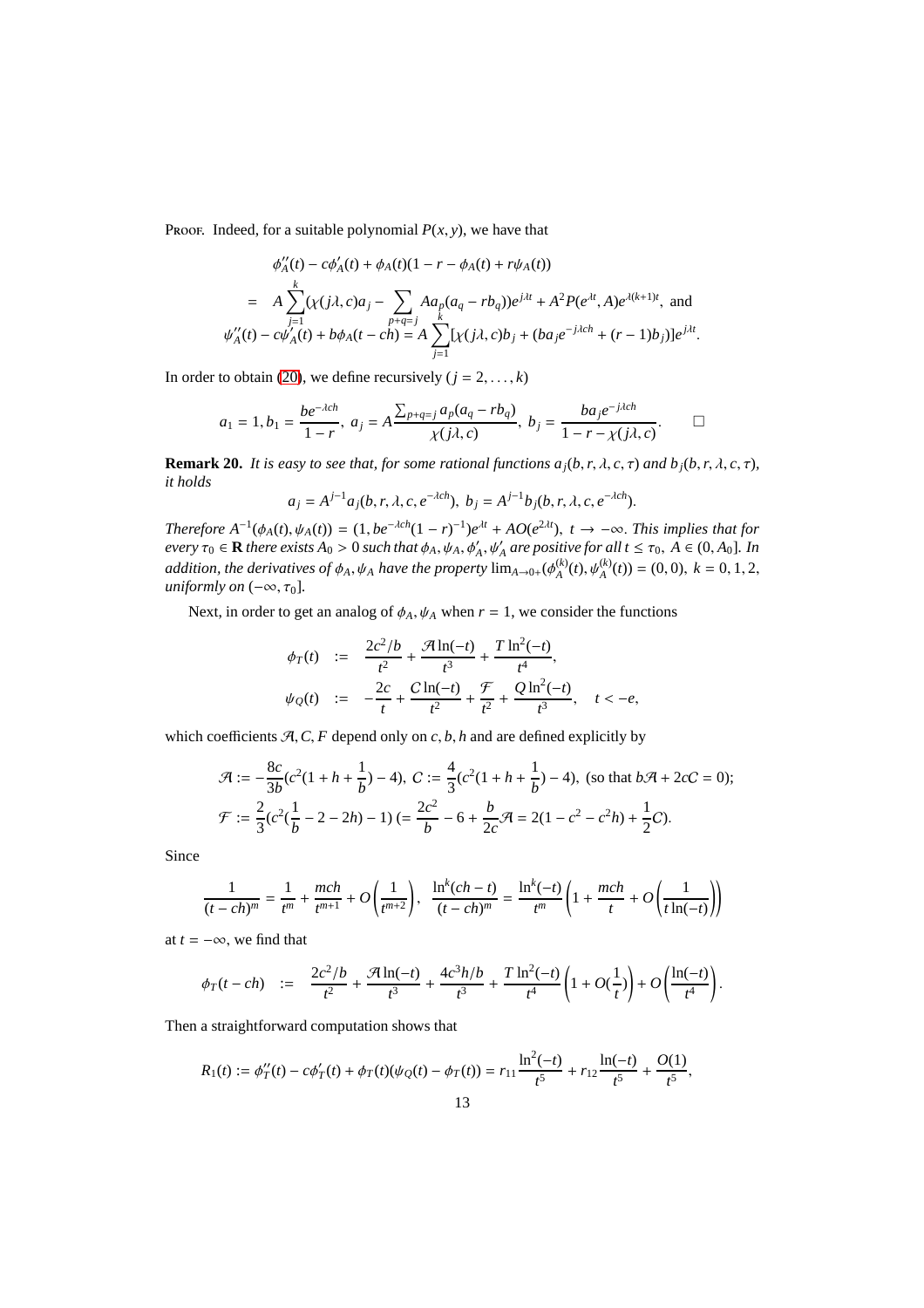Proof. Indeed, for a suitable polynomial $P(x, y)$, we have that

$$
\begin{aligned}
&\phi_A''(t) - c\phi_A'(t) + \phi_A(t)(1 - r - \phi_A(t) + r\psi_A(t)) \\
&= A \sum_{j=1}^{k} (\chi(j\lambda, c)a_j - \sum_{p+q=j} Aa_p(a_q - rb_q))e^{j\lambda t} + A^2 P(e^{\lambda t}, A)e^{\lambda(k+1)t}, \text{ and} \\
&\psi_A''(t) - c\psi_A'(t) + b\phi_A(t - ch) = A \sum_{j=1}^{k} [\chi(j\lambda, c)b_j + (ba_j e^{-j\lambda ch} + (r - 1)b_j)]e^{j\lambda t}.
\end{aligned}
$$

In order to obtain (20), we define recursively ($j = 2, \dots, k$)

$$
a_1 = 1, b_1 = \frac{be^{-\lambda ch}}{1 - r}, \; a_j = A\frac{\sum_{p+q=j} a_p(a_q - rb_q)}{\chi(j\lambda, c)}, \; b_j = \frac{ba_j e^{-j\lambda ch}}{1 - r - \chi(j\lambda, c)}. \qquad \square
$$

**Remark 20.** *It is easy to see that, for some rational functions $a_j(b, r, \lambda, c, \tau)$ and $b_j(b, r, \lambda, c, \tau)$, it holds*

$$
a_j = A^{j-1}a_j(b, r, \lambda, c, e^{-\lambda ch}), \; b_j = A^{j-1}b_j(b, r, \lambda, c, e^{-\lambda ch}).
$$

*Therefore $A^{-1}(\phi_A(t), \psi_A(t)) = (1, be^{-\lambda ch}(1 - r)^{-1})e^{\lambda t} + AO(e^{2\lambda t}), \; t \to -\infty$. This implies that for every $\tau_0 \in \mathbf{R}$ there exists $A_0 > 0$ such that $\phi_A, \psi_A, \phi_A', \psi_A'$ are positive for all $t \leq \tau_0, \; A \in (0, A_0]$. In addition, the derivatives of $\phi_A, \psi_A$ have the property $\lim_{A\to 0+}(\phi_A^{(k)}(t), \psi_A^{(k)}(t)) = (0, 0), \; k = 0, 1, 2,$ uniformly on $(-\infty, \tau_0]$.*

Next, in order to get an analog of $\phi_A, \psi_A$ when $r = 1$, we consider the functions

$$
\begin{aligned}
\phi_T(t) &:= \frac{2c^2/b}{t^2} + \frac{\mathcal{A}\ln(-t)}{t^3} + \frac{T\ln^2(-t)}{t^4}, \\
\psi_Q(t) &:= -\frac{2c}{t} + \frac{C\ln(-t)}{t^2} + \frac{\mathcal{F}}{t^2} + \frac{Q\ln^2(-t)}{t^3}, \quad t < -e,
\end{aligned}
$$

which coefficients $\mathcal{A}, C, F$ depend only on $c, b, h$ and are defined explicitly by

$$
\begin{aligned}
&\mathcal{A} := -\frac{8c}{3b}(c^2(1 + h + \frac{1}{b}) - 4), \; C := \frac{4}{3}(c^2(1 + h + \frac{1}{b}) - 4), \text{ (so that } b\mathcal{A} + 2cC = 0); \\
&\mathcal{F} := \frac{2}{3}(c^2(\frac{1}{b} - 2 - 2h) - 1) \; (= \frac{2c^2}{b} - 6 + \frac{b}{2c}\mathcal{A} = 2(1 - c^2 - c^2h) + \frac{1}{2}C).
\end{aligned}
$$

Since

$$
\frac{1}{(t - ch)^m} = \frac{1}{t^m} + \frac{mch}{t^{m+1}} + O\left(\frac{1}{t^{m+2}}\right), \;\; \frac{\ln^k(ch - t)}{(t - ch)^m} = \frac{\ln^k(-t)}{t^m}\left(1 + \frac{mch}{t} + O\left(\frac{1}{t\ln(-t)}\right)\right)
$$

at $t = -\infty$, we find that

$$
\phi_T(t - ch) \;\; := \;\; \frac{2c^2/b}{t^2} + \frac{\mathcal{A}\ln(-t)}{t^3} + \frac{4c^3h/b}{t^3} + \frac{T\ln^2(-t)}{t^4}\left(1 + O(\frac{1}{t})\right) + O\left(\frac{\ln(-t)}{t^4}\right).
$$

Then a straightforward computation shows that

$$
R_1(t) := \phi_T''(t) - c\phi_T'(t) + \phi_T(t)(\psi_Q(t) - \phi_T(t)) = r_{11}\frac{\ln^2(-t)}{t^5} + r_{12}\frac{\ln(-t)}{t^5} + \frac{O(1)}{t^5},
$$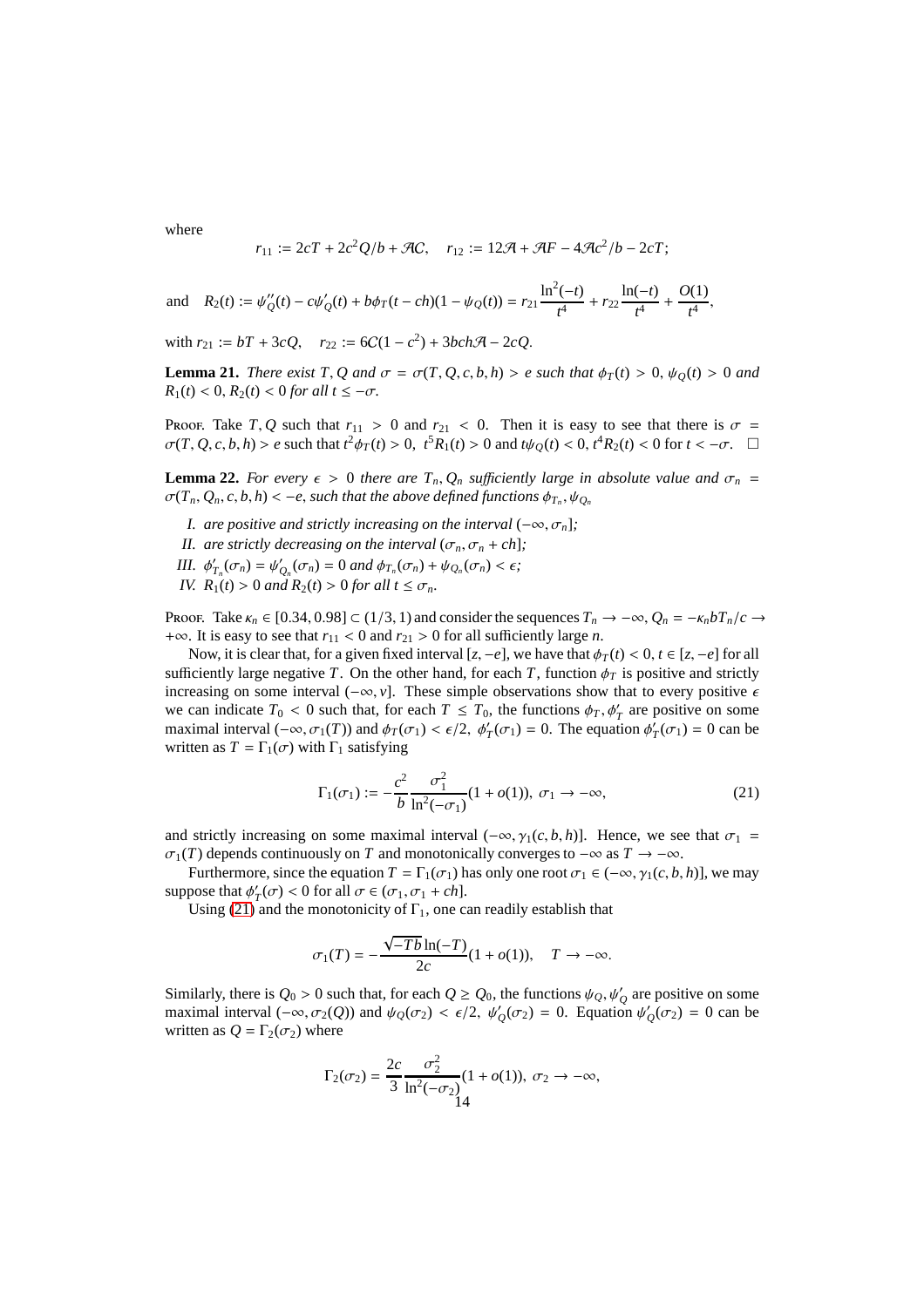where

$$r_{11} := 2cT + 2c^2Q/b + \mathcal{A}C, \quad r_{12} := 12\mathcal{A} + \mathcal{A}F - 4\mathcal{A}c^2/b - 2cT;$$

and $\quad R_2(t) := \psi_Q''(t) - c\psi_Q'(t) + b\phi_T(t-ch)(1-\psi_Q(t)) = r_{21}\dfrac{\ln^2(-t)}{t^4} + r_{22}\dfrac{\ln(-t)}{t^4} + \dfrac{O(1)}{t^4},$

with $r_{21} := bT + 3cQ, \quad r_{22} := 6C(1-c^2) + 3bch\mathcal{A} - 2cQ.$

**Lemma 21.** *There exist $T, Q$ and $\sigma = \sigma(T, Q, c, b, h) > e$ such that $\phi_T(t) > 0$, $\psi_Q(t) > 0$ and $R_1(t) < 0$, $R_2(t) < 0$ for all $t \leq -\sigma$.*

Proof. Take $T, Q$ such that $r_{11} > 0$ and $r_{21} < 0$. Then it is easy to see that there is $\sigma = \sigma(T, Q, c, b, h) > e$ such that $t^2\phi_T(t) > 0$, $t^5R_1(t) > 0$ and $t\psi_Q(t) < 0$, $t^4R_2(t) < 0$ for $t < -\sigma$. $\square$

**Lemma 22.** *For every $\epsilon > 0$ there are $T_n, Q_n$ sufficiently large in absolute value and $\sigma_n = \sigma(T_n, Q_n, c, b, h) < -e$, such that the above defined functions $\phi_{T_n}, \psi_{Q_n}$*

*I. are positive and strictly increasing on the interval $(-\infty, \sigma_n]$;*

*II. are strictly decreasing on the interval $(\sigma_n, \sigma_n + ch]$;*

*III. $\phi'_{T_n}(\sigma_n) = \psi'_{Q_n}(\sigma_n) = 0$ and $\phi_{T_n}(\sigma_n) + \psi_{Q_n}(\sigma_n) < \epsilon$;*

*IV. $R_1(t) > 0$ and $R_2(t) > 0$ for all $t \leq \sigma_n$.*

Proof. Take $\kappa_n \in [0.34, 0.98] \subset (1/3, 1)$ and consider the sequences $T_n \to -\infty$, $Q_n = -\kappa_n bT_n/c \to +\infty$. It is easy to see that $r_{11} < 0$ and $r_{21} > 0$ for all sufficiently large $n$.

Now, it is clear that, for a given fixed interval $[z, -e]$, we have that $\phi_T(t) < 0$, $t \in [z, -e]$ for all sufficiently large negative $T$. On the other hand, for each $T$, function $\phi_T$ is positive and strictly increasing on some interval $(-\infty, v]$. These simple observations show that to every positive $\epsilon$ we can indicate $T_0 < 0$ such that, for each $T \leq T_0$, the functions $\phi_T, \phi_T'$ are positive on some maximal interval $(-\infty, \sigma_1(T))$ and $\phi_T(\sigma_1) < \epsilon/2$, $\phi_T'(\sigma_1) = 0$. The equation $\phi_T'(\sigma_1) = 0$ can be written as $T = \Gamma_1(\sigma)$ with $\Gamma_1$ satisfying

$$\Gamma_1(\sigma_1) := -\frac{c^2}{b}\frac{\sigma_1^2}{\ln^2(-\sigma_1)}(1 + o(1)),\ \sigma_1 \to -\infty, \tag{21}$$

and strictly increasing on some maximal interval $(-\infty, \gamma_1(c, b, h)]$. Hence, we see that $\sigma_1 = \sigma_1(T)$ depends continuously on $T$ and monotonically converges to $-\infty$ as $T \to -\infty$.

Furthermore, since the equation $T = \Gamma_1(\sigma_1)$ has only one root $\sigma_1 \in (-\infty, \gamma_1(c, b, h)]$, we may suppose that $\phi_T'(\sigma) < 0$ for all $\sigma \in (\sigma_1, \sigma_1 + ch]$.

Using (21) and the monotonicity of $\Gamma_1$, one can readily establish that

$$\sigma_1(T) = -\frac{\sqrt{-Tb}\ln(-T)}{2c}(1 + o(1)), \quad T \to -\infty.$$

Similarly, there is $Q_0 > 0$ such that, for each $Q \geq Q_0$, the functions $\psi_Q, \psi_Q'$ are positive on some maximal interval $(-\infty, \sigma_2(Q))$ and $\psi_Q(\sigma_2) < \epsilon/2$, $\psi_Q'(\sigma_2) = 0$. Equation $\psi_Q'(\sigma_2) = 0$ can be written as $Q = \Gamma_2(\sigma_2)$ where

$$\Gamma_2(\sigma_2) = \frac{2c}{3}\frac{\sigma_2^2}{\ln^2(-\sigma_2)}(1 + o(1)),\ \sigma_2 \to -\infty,$$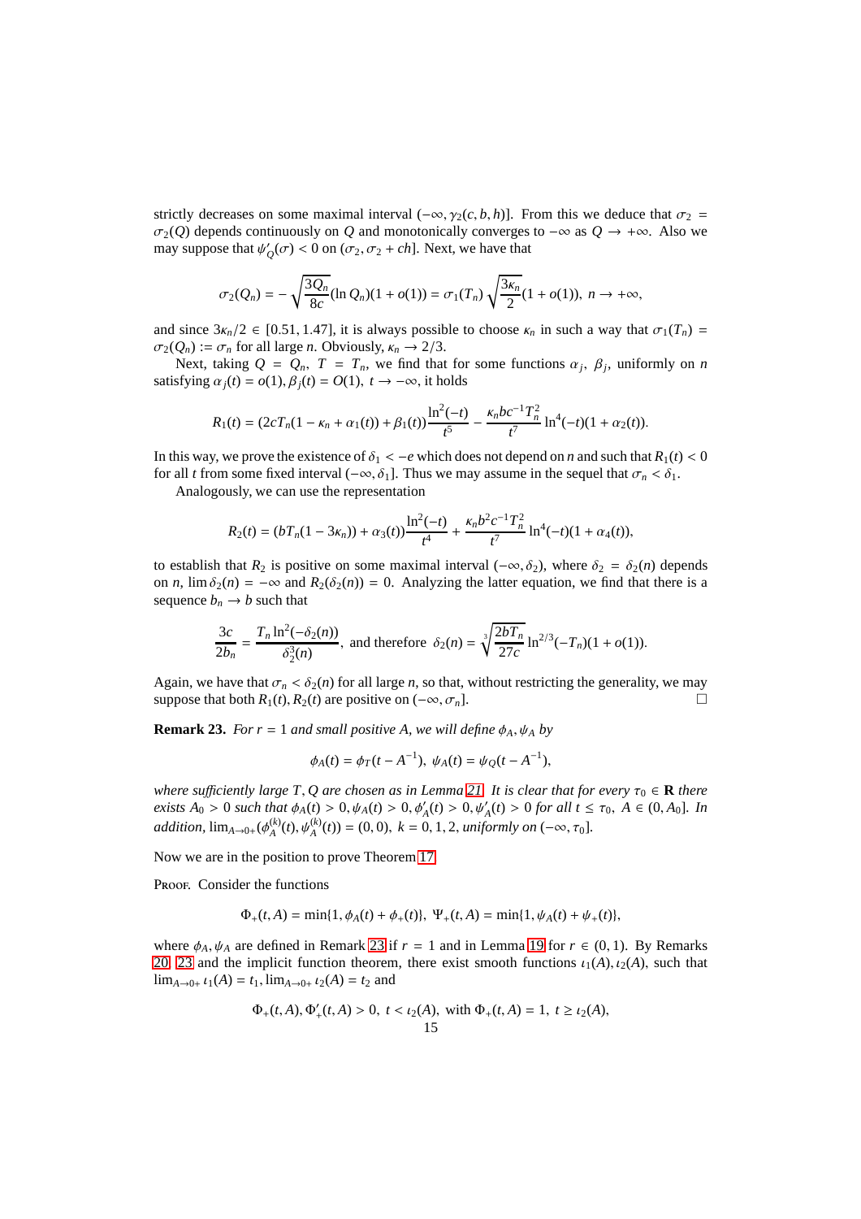strictly decreases on some maximal interval $(-\infty, \gamma_2(c,b,h)]$. From this we deduce that $\sigma_2 = \sigma_2(Q)$ depends continuously on $Q$ and monotonically converges to $-\infty$ as $Q \to +\infty$. Also we may suppose that $\psi_Q'(\sigma) < 0$ on $(\sigma_2, \sigma_2 + ch]$. Next, we have that

$$\sigma_2(Q_n) = -\sqrt{\frac{3Q_n}{8c}}(\ln Q_n)(1+o(1)) = \sigma_1(T_n)\sqrt{\frac{3\kappa_n}{2}}(1+o(1)),\ n \to +\infty,$$

and since $3\kappa_n/2 \in [0.51, 1.47]$, it is always possible to choose $\kappa_n$ in such a way that $\sigma_1(T_n) = \sigma_2(Q_n) := \sigma_n$ for all large $n$. Obviously, $\kappa_n \to 2/3$.

Next, taking $Q = Q_n$, $T = T_n$, we find that for some functions $\alpha_j$, $\beta_j$, uniformly on $n$ satisfying $\alpha_j(t) = o(1), \beta_j(t) = O(1)$, $t \to -\infty$, it holds

$$R_1(t) = (2cT_n(1 - \kappa_n + \alpha_1(t)) + \beta_1(t))\frac{\ln^2(-t)}{t^5} - \frac{\kappa_n bc^{-1}T_n^2}{t^7}\ln^4(-t)(1+\alpha_2(t)).$$

In this way, we prove the existence of $\delta_1 < -e$ which does not depend on $n$ and such that $R_1(t) < 0$ for all $t$ from some fixed interval $(-\infty, \delta_1]$. Thus we may assume in the sequel that $\sigma_n < \delta_1$.

Analogously, we can use the representation

$$R_2(t) = (bT_n(1-3\kappa_n)) + \alpha_3(t))\frac{\ln^2(-t)}{t^4} + \frac{\kappa_n b^2c^{-1}T_n^2}{t^7}\ln^4(-t)(1+\alpha_4(t)),$$

to establish that $R_2$ is positive on some maximal interval $(-\infty, \delta_2)$, where $\delta_2 = \delta_2(n)$ depends on $n$, $\lim \delta_2(n) = -\infty$ and $R_2(\delta_2(n)) = 0$. Analyzing the latter equation, we find that there is a sequence $b_n \to b$ such that

$$\frac{3c}{2b_n} = \frac{T_n \ln^2(-\delta_2(n))}{\delta_2^3(n)},\ \text{and therefore}\ \ \delta_2(n) = \sqrt[3]{\frac{2bT_n}{27c}}\ln^{2/3}(-T_n)(1+o(1)).$$

Again, we have that $\sigma_n < \delta_2(n)$ for all large $n$, so that, without restricting the generality, we may suppose that both $R_1(t), R_2(t)$ are positive on $(-\infty, \sigma_n]$. $\square$

**Remark 23.** *For $r = 1$ and small positive $A$, we will define $\phi_A, \psi_A$ by*

$$\phi_A(t) = \phi_T(t - A^{-1}),\ \psi_A(t) = \psi_Q(t - A^{-1}),$$

*where sufficiently large $T, Q$ are chosen as in Lemma 21. It is clear that for every $\tau_0 \in \mathbf{R}$ there exists $A_0 > 0$ such that $\phi_A(t) > 0, \psi_A(t) > 0, \phi_A'(t) > 0, \psi_A'(t) > 0$ for all $t \le \tau_0$, $A \in (0, A_0]$. In addition, $\lim_{A\to 0+}(\phi_A^{(k)}(t), \psi_A^{(k)}(t)) = (0,0)$, $k = 0, 1, 2$, uniformly on $(-\infty, \tau_0]$.*

Now we are in the position to prove Theorem 17.

Proof. Consider the functions

$$\Phi_+(t, A) = \min\{1, \phi_A(t) + \phi_+(t)\},\ \Psi_+(t, A) = \min\{1, \psi_A(t) + \psi_+(t)\},$$

where $\phi_A, \psi_A$ are defined in Remark 23 if $r = 1$ and in Lemma 19 for $r \in (0, 1)$. By Remarks 20, 23 and the implicit function theorem, there exist smooth functions $\iota_1(A), \iota_2(A)$, such that $\lim_{A\to 0+}\iota_1(A) = t_1, \lim_{A\to 0+}\iota_2(A) = t_2$ and

$$\Phi_+(t, A), \Phi_+'(t, A) > 0,\ t < \iota_2(A),\ \text{with}\ \Phi_+(t, A) = 1,\ t \ge \iota_2(A),$$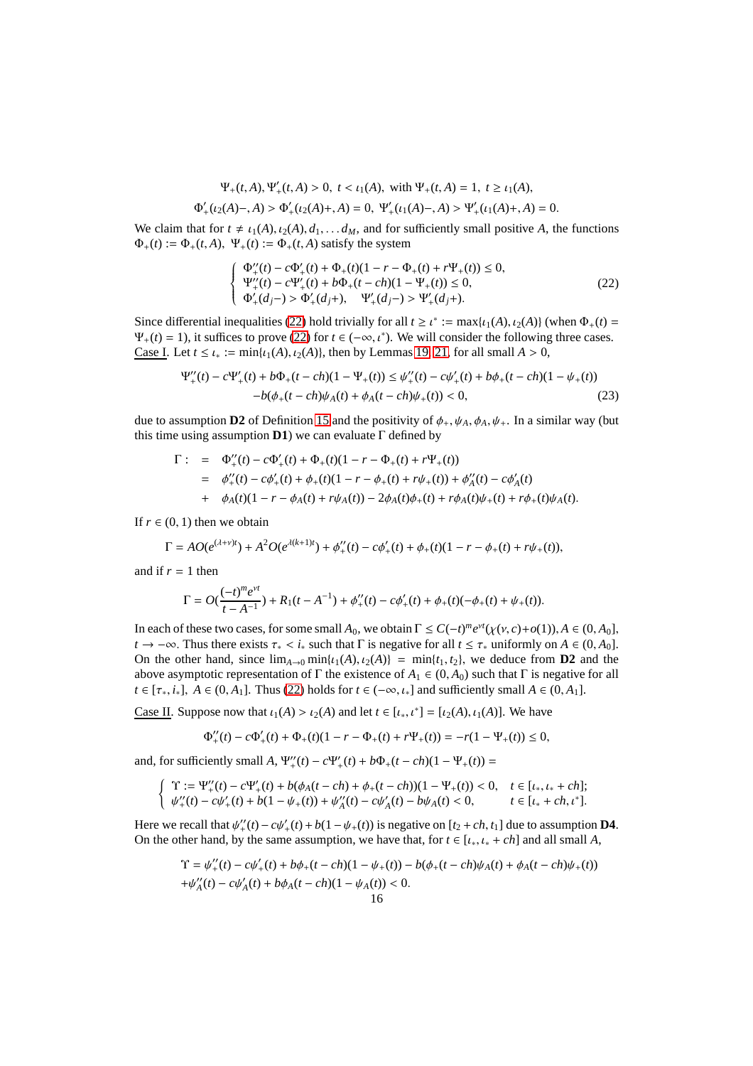$$\Psi_+(t,A), \Psi'_+(t,A) > 0,\ t < \iota_1(A),\ \text{with } \Psi_+(t,A) = 1,\ t \geq \iota_1(A),$$

$$\Phi'_+(\iota_2(A)-,A) > \Phi'_+(\iota_2(A)+,A) = 0,\ \Psi'_+(\iota_1(A)-,A) > \Psi'_+(\iota_1(A)+,A) = 0.$$

We claim that for $t \neq \iota_1(A), \iota_2(A), d_1, \dots d_M$, and for sufficiently small positive $A$, the functions $\Phi_+(t) := \Phi_+(t,A)$, $\Psi_+(t) := \Phi_+(t,A)$ satisfy the system

$$\left\{ \begin{array}{l} \Phi''_+(t) - c\Phi'_+(t) + \Phi_+(t)(1 - r - \Phi_+(t) + r\Psi_+(t)) \leq 0, \\ \Psi''_+(t) - c\Psi'_+(t) + b\Phi_+(t-ch)(1 - \Psi_+(t)) \leq 0, \\ \Phi'_+(d_j-) > \Phi'_+(d_j+), \quad \Psi'_+(d_j-) > \Psi'_+(d_j+). \end{array} \right. \tag{22}$$

Since differential inequalities (22) hold trivially for all $t \geq \iota^* := \max\{\iota_1(A), \iota_2(A)\}$ (when $\Phi_+(t) = \Psi_+(t) = 1$), it suffices to prove (22) for $t \in (-\infty, \iota^*)$. We will consider the following three cases.

Case I. Let $t \leq \iota_* := \min\{\iota_1(A), \iota_2(A)\}$, then by Lemmas 19, 21, for all small $A > 0$,

$$\begin{aligned} \Psi''_+(t) - c\Psi'_+(t) + b\Phi_+(t-ch)(1 - \Psi_+(t)) &\leq \psi''_+(t) - c\psi'_+(t) + b\phi_+(t-ch)(1 - \psi_+(t)) \\ &- b(\phi_+(t-ch)\psi_A(t) + \phi_A(t-ch)\psi_+(t)) < 0, \end{aligned} \tag{23}$$

due to assumption **D2** of Definition 15 and the positivity of $\phi_+, \psi_A, \phi_A, \psi_+$. In a similar way (but this time using assumption **D1**) we can evaluate $\Gamma$ defined by

$$\begin{aligned} \Gamma : &= \Phi''_+(t) - c\Phi'_+(t) + \Phi_+(t)(1 - r - \Phi_+(t) + r\Psi_+(t)) \\ &= \phi''_+(t) - c\phi'_+(t) + \phi_+(t)(1 - r - \phi_+(t) + r\psi_+(t)) + \phi''_A(t) - c\phi'_A(t) \\ &+ \phi_A(t)(1 - r - \phi_A(t) + r\psi_A(t)) - 2\phi_A(t)\phi_+(t) + r\phi_A(t)\psi_+(t) + r\phi_+(t)\psi_A(t). \end{aligned}$$

If $r \in (0,1)$ then we obtain

$$\Gamma = AO(e^{(\lambda+\nu)t}) + A^2O(e^{\lambda(k+1)t}) + \phi''_+(t) - c\phi'_+(t) + \phi_+(t)(1 - r - \phi_+(t) + r\psi_+(t)),$$

and if $r = 1$ then

$$\Gamma = O(\frac{(-t)^m e^{\nu t}}{t - A^{-1}}) + R_1(t - A^{-1}) + \phi''_+(t) - c\phi'_+(t) + \phi_+(t)(-\phi_+(t) + \psi_+(t)).$$

In each of these two cases, for some small $A_0$, we obtain $\Gamma \leq C(-t)^m e^{\nu t}(\chi(\nu,c) + o(1)), A \in (0, A_0]$, $t \to -\infty$. Thus there exists $\tau_* < i_*$ such that $\Gamma$ is negative for all $t \leq \tau_*$ uniformly on $A \in (0, A_0]$. On the other hand, since $\lim_{A \to 0} \min\{\iota_1(A), \iota_2(A)\} = \min\{t_1, t_2\}$, we deduce from **D2** and the above asymptotic representation of $\Gamma$ the existence of $A_1 \in (0, A_0)$ such that $\Gamma$ is negative for all $t \in [\tau_*, i_*]$, $A \in (0, A_1]$. Thus (22) holds for $t \in (-\infty, \iota_*]$ and sufficiently small $A \in (0, A_1]$.

Case II. Suppose now that $\iota_1(A) > \iota_2(A)$ and let $t \in [\iota_*, \iota^*] = [\iota_2(A), \iota_1(A)]$. We have

$$\Phi''_+(t) - c\Phi'_+(t) + \Phi_+(t)(1 - r - \Phi_+(t) + r\Psi_+(t)) = -r(1 - \Psi_+(t)) \leq 0,$$

and, for sufficiently small $A$, $\Psi''_+(t) - c\Psi'_+(t) + b\Phi_+(t-ch)(1 - \Psi_+(t)) =$

$$\left\{ \begin{array}{ll} \Upsilon := \Psi''_+(t) - c\Psi'_+(t) + b(\phi_A(t-ch) + \phi_+(t-ch))(1 - \Psi_+(t)) < 0, & t \in [\iota_*, \iota_* + ch]; \\ \psi''_+(t) - c\psi'_+(t) + b(1 - \psi_+(t)) + \psi''_A(t) - c\psi'_A(t) - b\psi_A(t) < 0, & t \in [\iota_* + ch, \iota^*]. \end{array} \right.$$

Here we recall that $\psi''_+(t) - c\psi'_+(t) + b(1 - \psi_+(t))$ is negative on $[t_2 + ch, t_1]$ due to assumption **D4**. On the other hand, by the same assumption, we have that, for $t \in [\iota_*, \iota_* + ch]$ and all small $A$,

$$\begin{aligned} \Upsilon &= \psi''_+(t) - c\psi'_+(t) + b\phi_+(t-ch)(1 - \psi_+(t)) - b(\phi_+(t-ch)\psi_A(t) + \phi_A(t-ch)\psi_+(t)) \\ &+ \psi''_A(t) - c\psi'_A(t) + b\phi_A(t-ch)(1 - \psi_A(t)) < 0. \end{aligned}$$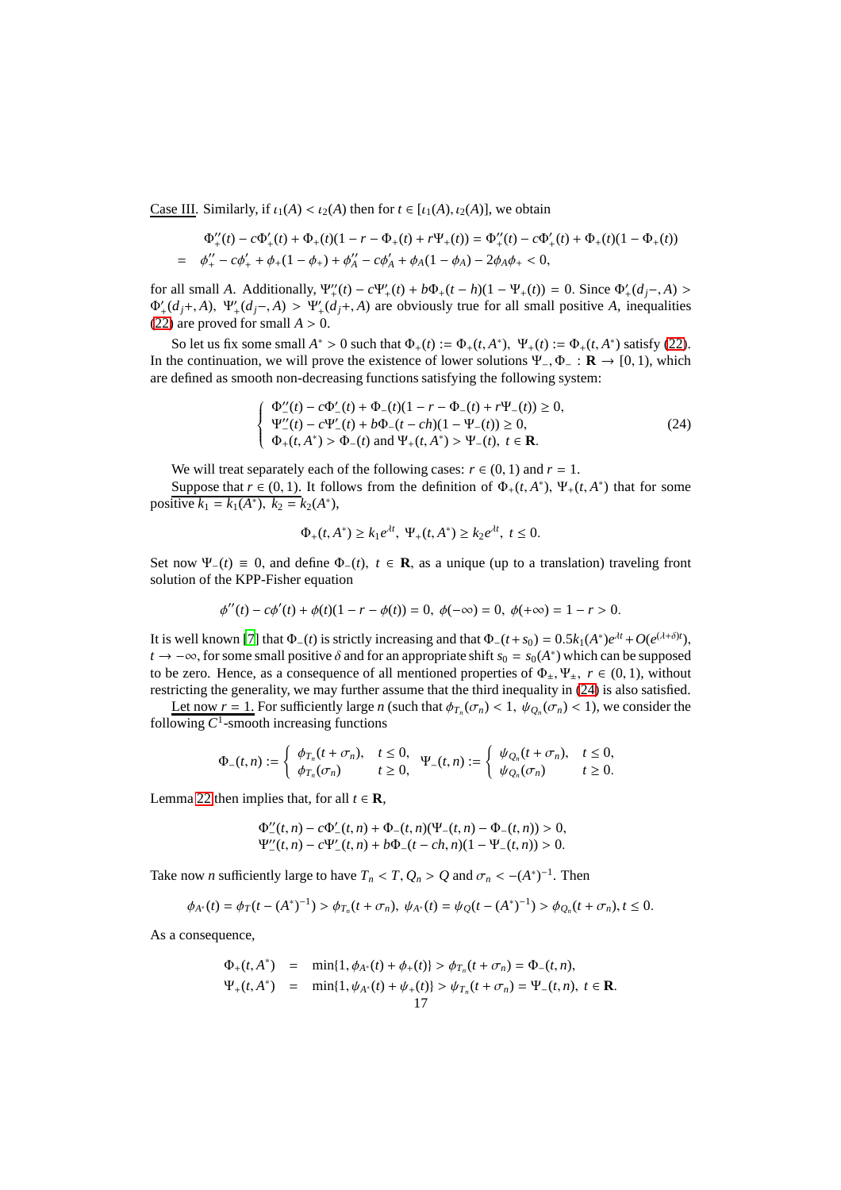<u>Case III</u>. Similarly, if $\iota_1(A) < \iota_2(A)$ then for $t \in [\iota_1(A), \iota_2(A)]$, we obtain

$$
\begin{aligned}
&\Phi_+''(t) - c\Phi_+'(t) + \Phi_+(t)(1 - r - \Phi_+(t) + r\Psi_+(t)) = \Phi_+''(t) - c\Phi_+'(t) + \Phi_+(t)(1 - \Phi_+(t)) \\
= \;\; & \phi_+'' - c\phi_+' + \phi_+(1 - \phi_+) + \phi_A'' - c\phi_A' + \phi_A(1 - \phi_A) - 2\phi_A\phi_+ < 0,
\end{aligned}
$$

for all small $A$. Additionally, $\Psi_+''(t) - c\Psi_+'(t) + b\Phi_+(t - h)(1 - \Psi_+(t)) = 0$. Since $\Phi_+'(d_j-, A) > \Phi_+'(d_j+, A)$, $\Psi_+'(d_j-, A) > \Psi_+'(d_j+, A)$ are obviously true for all small positive $A$, inequalities (22) are proved for small $A > 0$.

So let us fix some small $A^* > 0$ such that $\Phi_+(t) := \Phi_+(t, A^*)$, $\Psi_+(t) := \Phi_+(t, A^*)$ satisfy (22). In the continuation, we will prove the existence of lower solutions $\Psi_-, \Phi_- : \mathbf{R} \to [0, 1)$, which are defined as smooth non-decreasing functions satisfying the following system:

$$
\left\{
\begin{array}{l}
\Phi_-''(t) - c\Phi_-'(t) + \Phi_-(t)(1 - r - \Phi_-(t) + r\Psi_-(t)) \geq 0, \\
\Psi_-''(t) - c\Psi_-'(t) + b\Phi_-(t - ch)(1 - \Psi_-(t)) \geq 0, \\
\Phi_+(t, A^*) > \Phi_-(t) \text{ and } \Psi_+(t, A^*) > \Psi_-(t), \; t \in \mathbf{R}.
\end{array}
\right. \tag{24}
$$

We will treat separately each of the following cases: $r \in (0, 1)$ and $r = 1$.

<u>Suppose that $r \in (0, 1)$</u>. It follows from the definition of $\Phi_+(t, A^*)$, $\Psi_+(t, A^*)$ that for some positive $k_1 = k_1(A^*)$, $k_2 = k_2(A^*)$,

$$
\Phi_+(t, A^*) \geq k_1 e^{\lambda t}, \; \Psi_+(t, A^*) \geq k_2 e^{\lambda t}, \; t \leq 0.
$$

Set now $\Psi_-(t) \equiv 0$, and define $\Phi_-(t)$, $t \in \mathbf{R}$, as a unique (up to a translation) traveling front solution of the KPP-Fisher equation

$$
\phi''(t) - c\phi'(t) + \phi(t)(1 - r - \phi(t)) = 0, \; \phi(-\infty) = 0, \; \phi(+\infty) = 1 - r > 0.
$$

It is well known [7] that $\Phi_-(t)$ is strictly increasing and that $\Phi_-(t + s_0) = 0.5k_1(A^*)e^{\lambda t} + O(e^{(\lambda+\delta)t})$, $t \to -\infty$, for some small positive $\delta$ and for an appropriate shift $s_0 = s_0(A^*)$ which can be supposed to be zero. Hence, as a consequence of all mentioned properties of $\Phi_\pm, \Psi_\pm$, $r \in (0, 1)$, without restricting the generality, we may further assume that the third inequality in (24) is also satisfied.

<u>Let now $r = 1$.</u> For sufficiently large $n$ (such that $\phi_{T_n}(\sigma_n) < 1$, $\psi_{Q_n}(\sigma_n) < 1$), we consider the following $C^1$-smooth increasing functions

$$
\Phi_-(t, n) := \left\{
\begin{array}{ll}
\phi_{T_n}(t + \sigma_n), & t \leq 0, \\
\phi_{T_n}(\sigma_n) & t \geq 0,
\end{array}
\right. \quad
\Psi_-(t, n) := \left\{
\begin{array}{ll}
\psi_{Q_n}(t + \sigma_n), & t \leq 0, \\
\psi_{Q_n}(\sigma_n) & t \geq 0.
\end{array}
\right.
$$

Lemma 22 then implies that, for all $t \in \mathbf{R}$,

$$
\begin{array}{l}
\Phi_-''(t, n) - c\Phi_-'(t, n) + \Phi_-(t, n)(\Psi_-(t, n) - \Phi_-(t, n)) > 0, \\
\Psi_-''(t, n) - c\Psi_-'(t, n) + b\Phi_-(t - ch, n)(1 - \Psi_-(t, n)) > 0.
\end{array}
$$

Take now $n$ sufficiently large to have $T_n < T, Q_n > Q$ and $\sigma_n < -(A^*)^{-1}$. Then

$$
\phi_{A^*}(t) = \phi_T(t - (A^*)^{-1}) > \phi_{T_n}(t + \sigma_n), \; \psi_{A^*}(t) = \psi_Q(t - (A^*)^{-1}) > \phi_{Q_n}(t + \sigma_n), t \leq 0.
$$

As a consequence,

$$
\begin{aligned}
\Phi_+(t, A^*) &= \min\{1, \phi_{A^*}(t) + \phi_+(t)\} > \phi_{T_n}(t + \sigma_n) = \Phi_-(t, n), \\
\Psi_+(t, A^*) &= \min\{1, \psi_{A^*}(t) + \psi_+(t)\} > \psi_{T_n}(t + \sigma_n) = \Psi_-(t, n), \; t \in \mathbf{R}.
\end{aligned}
$$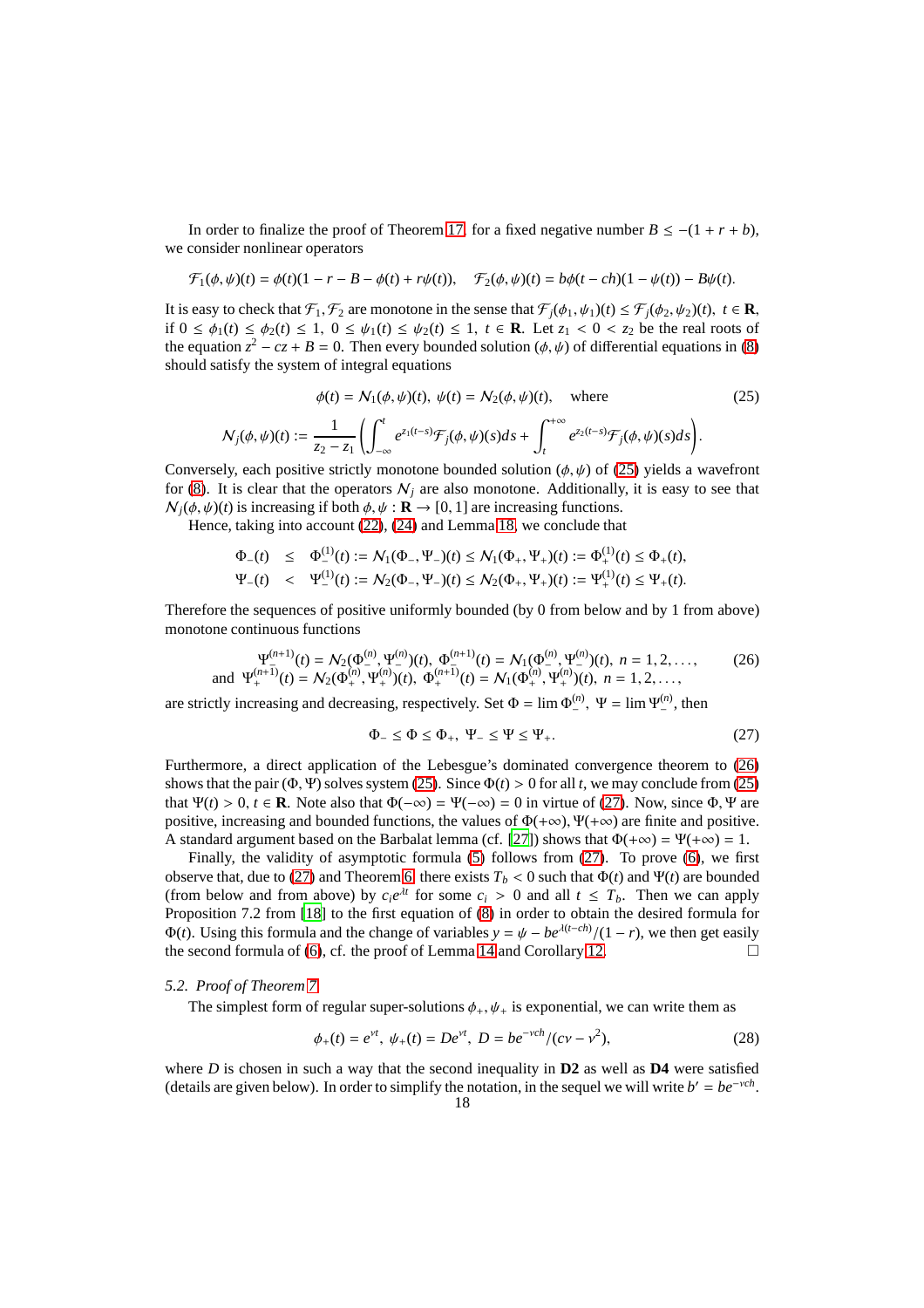In order to finalize the proof of Theorem 17, for a fixed negative number $B \leq -(1+r+b)$, we consider nonlinear operators

$$\mathcal{F}_1(\phi,\psi)(t) = \phi(t)(1 - r - B - \phi(t) + r\psi(t)), \quad \mathcal{F}_2(\phi,\psi)(t) = b\phi(t-ch)(1-\psi(t)) - B\psi(t).$$

It is easy to check that $\mathcal{F}_1, \mathcal{F}_2$ are monotone in the sense that $\mathcal{F}_j(\phi_1,\psi_1)(t) \leq \mathcal{F}_j(\phi_2,\psi_2)(t),\ t \in \mathbf{R}$, if $0 \leq \phi_1(t) \leq \phi_2(t) \leq 1,\ 0 \leq \psi_1(t) \leq \psi_2(t) \leq 1,\ t \in \mathbf{R}$. Let $z_1 < 0 < z_2$ be the real roots of the equation $z^2 - cz + B = 0$. Then every bounded solution $(\phi,\psi)$ of differential equations in (8) should satisfy the system of integral equations

$$\phi(t) = \mathcal{N}_1(\phi,\psi)(t),\ \psi(t) = \mathcal{N}_2(\phi,\psi)(t), \quad \text{where} \tag{25}$$

$$\mathcal{N}_j(\phi,\psi)(t) := \frac{1}{z_2 - z_1}\left(\int_{-\infty}^{t} e^{z_1(t-s)}\mathcal{F}_j(\phi,\psi)(s)ds + \int_{t}^{+\infty} e^{z_2(t-s)}\mathcal{F}_j(\phi,\psi)(s)ds\right).$$

Conversely, each positive strictly monotone bounded solution $(\phi,\psi)$ of (25) yields a wavefront for (8). It is clear that the operators $\mathcal{N}_j$ are also monotone. Additionally, it is easy to see that $\mathcal{N}_j(\phi,\psi)(t)$ is increasing if both $\phi,\psi : \mathbf{R} \to [0,1]$ are increasing functions.

Hence, taking into account (22), (24) and Lemma 18, we conclude that

$$\begin{aligned}
\Phi_-(t) \quad &\leq \quad \Phi_-^{(1)}(t) := \mathcal{N}_1(\Phi_-,\Psi_-)(t) \leq \mathcal{N}_1(\Phi_+,\Psi_+)(t) := \Phi_+^{(1)}(t) \leq \Phi_+(t), \\
\Psi_-(t) \quad &< \quad \Psi_-^{(1)}(t) := \mathcal{N}_2(\Phi_-,\Psi_-)(t) \leq \mathcal{N}_2(\Phi_+,\Psi_+)(t) := \Psi_+^{(1)}(t) \leq \Psi_+(t).
\end{aligned}$$

Therefore the sequences of positive uniformly bounded (by 0 from below and by 1 from above) monotone continuous functions

$$\begin{aligned}
\Psi_-^{(n+1)}(t) &= \mathcal{N}_2(\Phi_-^{(n)},\Psi_-^{(n)})(t),\ \Phi_-^{(n+1)}(t) = \mathcal{N}_1(\Phi_-^{(n)},\Psi_-^{(n)})(t),\ n = 1,2,\dots, \\
\text{and}\ \ \Psi_+^{(n+1)}(t) &= \mathcal{N}_2(\Phi_+^{(n)},\Psi_+^{(n)})(t),\ \Phi_+^{(n+1)}(t) = \mathcal{N}_1(\Phi_+^{(n)},\Psi_+^{(n)})(t),\ n = 1,2,\dots,
\end{aligned} \tag{26}$$

are strictly increasing and decreasing, respectively. Set $\Phi = \lim \Phi_-^{(n)},\ \Psi = \lim \Psi_-^{(n)}$, then

$$\Phi_- \leq \Phi \leq \Phi_+,\ \Psi_- \leq \Psi \leq \Psi_+. \tag{27}$$

Furthermore, a direct application of the Lebesgue's dominated convergence theorem to (26) shows that the pair $(\Phi,\Psi)$ solves system (25). Since $\Phi(t) > 0$ for all $t$, we may conclude from (25) that $\Psi(t) > 0,\ t \in \mathbf{R}$. Note also that $\Phi(-\infty) = \Psi(-\infty) = 0$ in virtue of (27). Now, since $\Phi,\Psi$ are positive, increasing and bounded functions, the values of $\Phi(+\infty),\Psi(+\infty)$ are finite and positive. A standard argument based on the Barbalat lemma (cf. [27]) shows that $\Phi(+\infty) = \Psi(+\infty) = 1$.

Finally, the validity of asymptotic formula (5) follows from (27). To prove (6), we first observe that, due to (27) and Theorem 6, there exists $T_b < 0$ such that $\Phi(t)$ and $\Psi(t)$ are bounded (from below and from above) by $c_i e^{\lambda t}$ for some $c_i > 0$ and all $t \leq T_b$. Then we can apply Proposition 7.2 from [18] to the first equation of (8) in order to obtain the desired formula for $\Phi(t)$. Using this formula and the change of variables $y = \psi - be^{\lambda(t-ch)}/(1-r)$, we then get easily the second formula of (6), cf. the proof of Lemma 14 and Corollary 12. □

### 5.2. *Proof of Theorem 7*

The simplest form of regular super-solutions $\phi_+,\psi_+$ is exponential, we can write them as

$$\phi_+(t) = e^{\nu t},\ \psi_+(t) = De^{\nu t},\ D = be^{-\nu ch}/(c\nu - \nu^2), \tag{28}$$

where $D$ is chosen in such a way that the second inequality in **D2** as well as **D4** were satisfied (details are given below). In order to simplify the notation, in the sequel we will write $b' = be^{-\nu ch}$.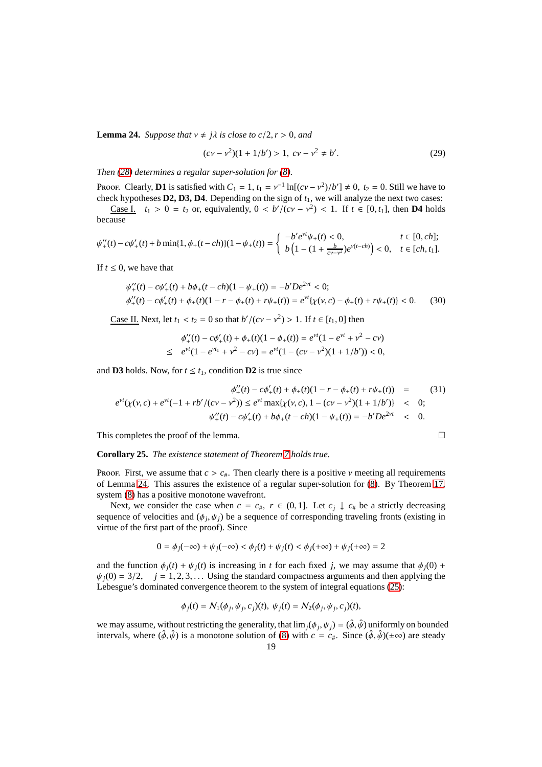**Lemma 24.** *Suppose that $\nu \neq j\lambda$ is close to $c/2, r > 0$, and*

$$(c\nu - \nu^2)(1 + 1/b') > 1, \; c\nu - \nu^2 \neq b'. \tag{29}$$

*Then (28) determines a regular super-solution for (8).*

Proof. Clearly, **D1** is satisfied with $C_1 = 1$, $t_1 = \nu^{-1} \ln[(c\nu - \nu^2)/b'] \neq 0$, $t_2 = 0$. Still we have to check hypotheses **D2, D3, D4**. Depending on the sign of $t_1$, we will analyze the next two cases:

Case I. $t_1 > 0 = t_2$ or, equivalently, $0 < b'/(c\nu - \nu^2) < 1$. If $t \in [0, t_1]$, then **D4** holds because

$$\psi_+''(t) - c\psi_+'(t) + b\min\{1, \phi_+(t - ch)\}(1 - \psi_+(t)) = \begin{cases} -b'e^{\nu t}\psi_+(t) < 0, & t \in [0, ch]; \\ b\left(1 - (1 + \frac{b}{c\nu - \nu^2})e^{\nu(t-ch)}\right) < 0, & t \in [ch, t_1]. \end{cases}$$

If $t \leq 0$, we have that

$$\begin{aligned} &\psi_+''(t) - c\psi_+'(t) + b\phi_+(t - ch)(1 - \psi_+(t)) = -b'De^{2\nu t} < 0; \\ &\phi_+''(t) - c\phi_+'(t) + \phi_+(t)(1 - r - \phi_+(t) + r\psi_+(t)) = e^{\nu t}\{\chi(\nu, c) - \phi_+(t) + r\psi_+(t)\} < 0. \end{aligned} \tag{30}$$

Case II. Next, let $t_1 < t_2 = 0$ so that $b'/(c\nu - \nu^2) > 1$. If $t \in [t_1, 0]$ then

$$\begin{aligned} &\phi_+''(t) - c\phi_+'(t) + \phi_+(t)(1 - \phi_+(t)) = e^{\nu t}(1 - e^{\nu t} + \nu^2 - c\nu) \\ \leq \; & e^{\nu t}(1 - e^{\nu t_1} + \nu^2 - c\nu) = e^{\nu t}(1 - (c\nu - \nu^2)(1 + 1/b')) < 0, \end{aligned}$$

and **D3** holds. Now, for $t \leq t_1$, condition **D2** is true since

$$\begin{aligned} \phi_+''(t) - c\phi_+'(t) + \phi_+(t)(1 - r - \phi_+(t) + r\psi_+(t)) &= \\ e^{\nu t}(\chi(\nu, c) + e^{\nu t}(-1 + rb'/(c\nu - \nu^2)) \leq e^{\nu t}\max\{\chi(\nu, c), 1 - (c\nu - \nu^2)(1 + 1/b')\} &< 0; \\ \psi_+''(t) - c\psi_+'(t) + b\phi_+(t - ch)(1 - \psi_+(t)) = -b'De^{2\nu t} &< 0. \end{aligned} \tag{31}$$

This completes the proof of the lemma. □

**Corollary 25.** *The existence statement of Theorem 7 holds true.*

Proof. First, we assume that $c > c_\#$. Then clearly there is a positive $\nu$ meeting all requirements of Lemma 24. This assures the existence of a regular super-solution for (8). By Theorem 17, system (8) has a positive monotone wavefront.

Next, we consider the case when $c = c_\#$, $r \in (0, 1]$. Let $c_j \downarrow c_\#$ be a strictly decreasing sequence of velocities and $(\phi_j, \psi_j)$ be a sequence of corresponding traveling fronts (existing in virtue of the first part of the proof). Since

$$0 = \phi_j(-\infty) + \psi_j(-\infty) < \phi_j(t) + \psi_j(t) < \phi_j(+\infty) + \psi_j(+\infty) = 2$$

and the function $\phi_j(t) + \psi_j(t)$ is increasing in $t$ for each fixed $j$, we may assume that $\phi_j(0) + \psi_j(0) = 3/2$, $\quad j = 1, 2, 3, \dots$ Using the standard compactness arguments and then applying the Lebesgue's dominated convergence theorem to the system of integral equations (25):

$$\phi_j(t) = \mathcal{N}_1(\phi_j, \psi_j, c_j)(t), \; \psi_j(t) = \mathcal{N}_2(\phi_j, \psi_j, c_j)(t),$$

we may assume, without restricting the generality, that $\lim_j(\phi_j, \psi_j) = (\hat{\phi}, \hat{\psi})$ uniformly on bounded intervals, where $(\hat{\phi}, \hat{\psi})$ is a monotone solution of (8) with $c = c_\#$. Since $(\hat{\phi}, \hat{\psi})(\pm\infty)$ are steady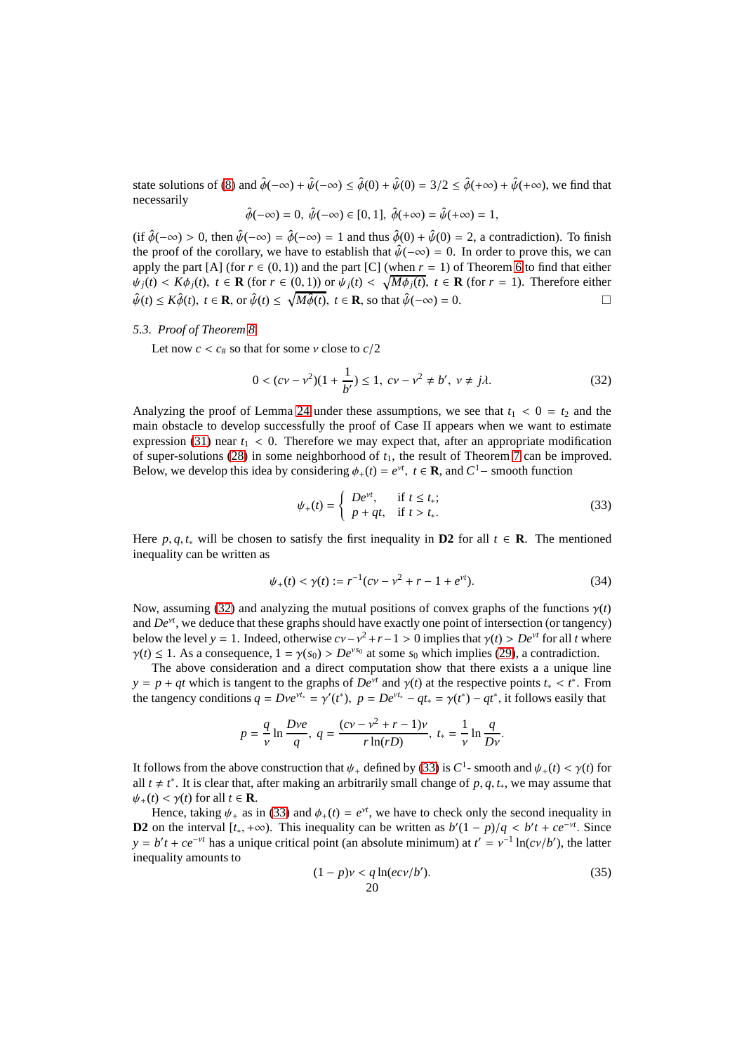state solutions of (8) and $\hat{\phi}(-\infty) + \hat{\psi}(-\infty) \leq \hat{\phi}(0) + \hat{\psi}(0) = 3/2 \leq \hat{\phi}(+\infty) + \hat{\psi}(+\infty)$, we find that necessarily

$$\hat{\phi}(-\infty) = 0, \ \hat{\psi}(-\infty) \in [0, 1], \ \hat{\phi}(+\infty) = \hat{\psi}(+\infty) = 1,$$

(if $\hat{\phi}(-\infty) > 0$, then $\hat{\psi}(-\infty) = \hat{\phi}(-\infty) = 1$ and thus $\hat{\phi}(0) + \hat{\psi}(0) = 2$, a contradiction). To finish the proof of the corollary, we have to establish that $\hat{\psi}(-\infty) = 0$. In order to prove this, we can apply the part [A] (for $r \in (0, 1)$) and the part [C] (when $r = 1$) of Theorem 6 to find that either $\psi_j(t) < K\phi_j(t), \ t \in \mathbf{R}$ (for $r \in (0, 1)$) or $\psi_j(t) < \sqrt{M\phi_j(t)}, \ t \in \mathbf{R}$ (for $r = 1$). Therefore either $\hat{\psi}(t) \leq K\hat{\phi}(t), \ t \in \mathbf{R}$, or $\hat{\psi}(t) \leq \sqrt{M\hat{\phi}(t)}, \ t \in \mathbf{R}$, so that $\hat{\psi}(-\infty) = 0$. □

### 5.3. *Proof of Theorem 8*

Let now $c < c_\#$ so that for some $\nu$ close to $c/2$

$$0 < (c\nu - \nu^2)(1 + \frac{1}{b'}) \leq 1, \ c\nu - \nu^2 \neq b', \ \nu \neq j\lambda. \tag{32}$$

Analyzing the proof of Lemma 24 under these assumptions, we see that $t_1 < 0 = t_2$ and the main obstacle to develop successfully the proof of Case II appears when we want to estimate expression (31) near $t_1 < 0$. Therefore we may expect that, after an appropriate modification of super-solutions (28) in some neighborhood of $t_1$, the result of Theorem 7 can be improved. Below, we develop this idea by considering $\phi_+(t) = e^{\nu t}, \ t \in \mathbf{R}$, and $C^1-$ smooth function

$$\psi_+(t) = \begin{cases} De^{\nu t}, & \text{if } t \leq t_*; \\ p + qt, & \text{if } t > t_*. \end{cases} \tag{33}$$

Here $p, q, t_*$ will be chosen to satisfy the first inequality in **D2** for all $t \in \mathbf{R}$. The mentioned inequality can be written as

$$\psi_+(t) < \gamma(t) := r^{-1}(c\nu - \nu^2 + r - 1 + e^{\nu t}). \tag{34}$$

Now, assuming (32) and analyzing the mutual positions of convex graphs of the functions $\gamma(t)$ and $De^{\nu t}$, we deduce that these graphs should have exactly one point of intersection (or tangency) below the level $y = 1$. Indeed, otherwise $c\nu - \nu^2 + r - 1 > 0$ implies that $\gamma(t) > De^{\nu t}$ for all $t$ where $\gamma(t) \leq 1$. As a consequence, $1 = \gamma(s_0) > De^{\nu s_0}$ at some $s_0$ which implies (29), a contradiction.

The above consideration and a direct computation show that there exists a a unique line $y = p + qt$ which is tangent to the graphs of $De^{\nu t}$ and $\gamma(t)$ at the respective points $t_* < t^*$. From the tangency conditions $q = D\nu e^{\nu t_*} = \gamma'(t^*), \ p = De^{\nu t_*} - qt_* = \gamma(t^*) - qt^*$, it follows easily that

$$p = \frac{q}{\nu} \ln \frac{D\nu e}{q}, \ q = \frac{(c\nu - \nu^2 + r - 1)\nu}{r \ln(rD)}, \ t_* = \frac{1}{\nu} \ln \frac{q}{D\nu}.$$

It follows from the above construction that $\psi_+$ defined by (33) is $C^1$- smooth and $\psi_+(t) < \gamma(t)$ for all $t \neq t^*$. It is clear that, after making an arbitrarily small change of $p, q, t_*$, we may assume that $\psi_+(t) < \gamma(t)$ for all $t \in \mathbf{R}$.

Hence, taking $\psi_+$ as in (33) and $\phi_+(t) = e^{\nu t}$, we have to check only the second inequality in **D2** on the interval $[t_*, +\infty)$. This inequality can be written as $b'(1 - p)/q < b't + ce^{-\nu t}$. Since $y = b't + ce^{-\nu t}$ has a unique critical point (an absolute minimum) at $t' = \nu^{-1} \ln(c\nu/b')$, the latter inequality amounts to

$$(1 - p)\nu < q \ln(ec\nu/b'). \tag{35}$$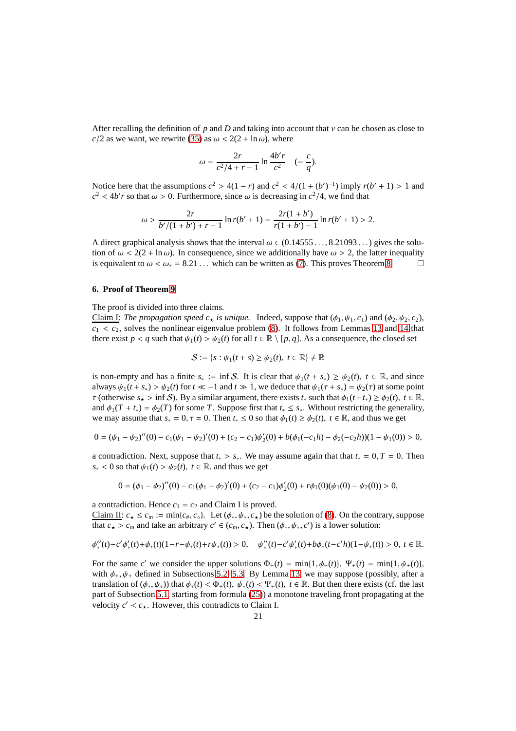After recalling the definition of $p$ and $D$ and taking into account that $\nu$ can be chosen as close to $c/2$ as we want, we rewrite (35) as $\omega < 2(2 + \ln \omega)$, where

$$\omega = \frac{2r}{c^2/4 + r - 1} \ln \frac{4b'r}{c^2} \quad (= \frac{c}{q}).$$

Notice here that the assumptions $c^2 > 4(1-r)$ and $c^2 < 4/(1+(b')^{-1})$ imply $r(b'+1) > 1$ and $c^2 < 4b'r$ so that $\omega > 0$. Furthermore, since $\omega$ is decreasing in $c^2/4$, we find that

$$\omega > \frac{2r}{b'/(1+b') + r - 1} \ln r(b'+1) = \frac{2r(1+b')}{r(1+b')-1} \ln r(b'+1) > 2.$$

A direct graphical analysis shows that the interval $\omega \in (0.14555\ldots, 8.21093\ldots)$ gives the solution of $\omega < 2(2 + \ln \omega)$. In consequence, since we additionally have $\omega > 2$, the latter inequality is equivalent to $\omega < \omega_* = 8.21\ldots$ which can be written as (7). This proves Theorem 8. $\square$

## 6. Proof of Theorem 9

The proof is divided into three claims.

Claim I: *The propagation speed $c_\star$ is unique.* Indeed, suppose that $(\phi_1, \psi_1, c_1)$ and $(\phi_2, \psi_2, c_2)$, $c_1 < c_2$, solves the nonlinear eigenvalue problem (8). It follows from Lemmas 13 and 14 that there exist $p < q$ such that $\psi_1(t) > \psi_2(t)$ for all $t \in \mathbb{R} \setminus [p, q]$. As a consequence, the closed set

$$\mathcal{S} := \{s : \psi_1(t+s) \geq \psi_2(t),\ t \in \mathbb{R}\} \neq \mathbb{R}$$

is non-empty and has a finite $s_* := \inf \mathcal{S}$. It is clear that $\psi_1(t + s_*) \geq \psi_2(t)$, $t \in \mathbb{R}$, and since always $\psi_1(t + s_*) > \psi_2(t)$ for $t \ll -1$ and $t \gg 1$, we deduce that $\psi_1(\tau + s_*) = \psi_2(\tau)$ at some point $\tau$ (otherwise $s_\star > \inf \mathcal{S}$). By a similar argument, there exists $t_*$ such that $\phi_1(t + t_*) \geq \phi_2(t)$, $t \in \mathbb{R}$, and $\phi_1(T + t_*) = \phi_2(T)$ for some $T$. Suppose first that $t_* \leq s_*$. Without restricting the generality, we may assume that $s_* = 0, \tau = 0$. Then $t_* \leq 0$ so that $\phi_1(t) \geq \phi_2(t)$, $t \in \mathbb{R}$, and thus we get

$$0 = (\psi_1 - \psi_2)''(0) - c_1(\psi_1 - \psi_2)'(0) + (c_2 - c_1)\psi_2'(0) + b(\phi_1(-c_1 h) - \phi_2(-c_2 h))(1 - \psi_1(0)) > 0,$$

a contradiction. Next, suppose that $t_* > s_*$. We may assume again that that $t_* = 0, T = 0$. Then $s_* < 0$ so that $\psi_1(t) > \psi_2(t)$, $t \in \mathbb{R}$, and thus we get

$$0 = (\phi_1 - \phi_2)''(0) - c_1(\phi_1 - \phi_2)'(0) + (c_2 - c_1)\phi_2'(0) + r\phi_1(0)(\psi_1(0) - \psi_2(0)) > 0,$$

a contradiction. Hence $c_1 = c_2$ and Claim I is proved.

Claim II: $c_\star \leq c_m := \min\{c_\#, c_\circ\}$. Let $(\phi_*, \psi_*, c_\star)$ be the solution of (8). On the contrary, suppose that $c_\star > c_m$ and take an arbitrary $c' \in (c_m, c_\star)$. Then $(\phi_*, \psi_*, c')$ is a lower solution:

$$\phi_*''(t) - c'\phi_*'(t) + \phi_*(t)(1 - r - \phi_*(t) + r\psi_*(t)) > 0, \quad \psi_*''(t) - c'\psi_*'(t) + b\phi_*(t - c'h)(1 - \psi_*(t)) > 0,\ t \in \mathbb{R}.$$

For the same $c'$ we consider the upper solutions $\Phi_+(t) = \min\{1, \phi_+(t)\}$, $\Psi_+(t) = \min\{1, \psi_+(t)\}$, with $\phi_+, \psi_+$ defined in Subsections 5.2, 5.3. By Lemma 13, we may suppose (possibly, after a translation of $(\phi_*, \psi_*)$) that $\phi_*(t) < \Phi_+(t)$, $\psi_*(t) < \Psi_+(t)$, $t \in \mathbb{R}$. But then there exists (cf. the last part of Subsection 5.1, starting from formula (25)) a monotone traveling front propagating at the velocity $c' < c_\star$. However, this contradicts to Claim I.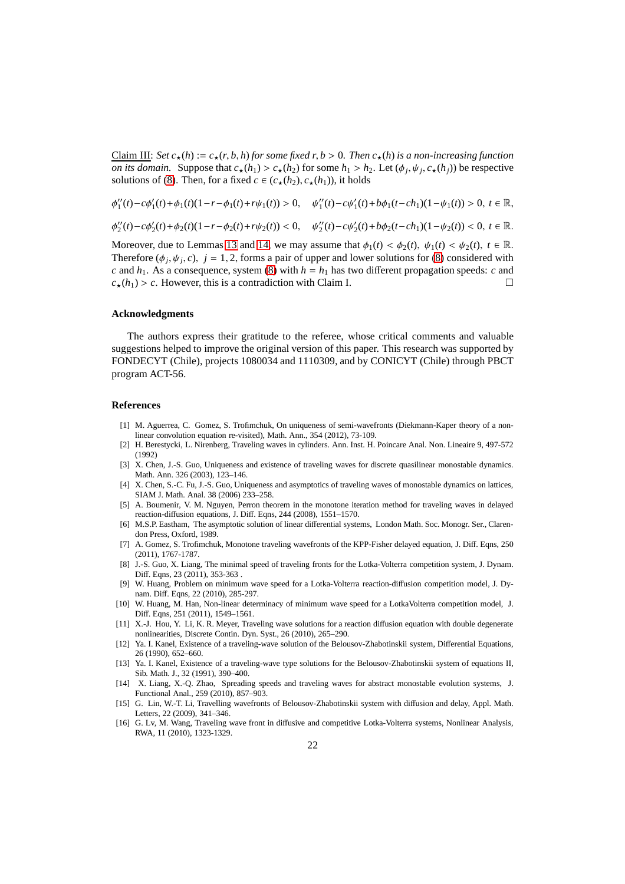Claim III: *Set $c_\star(h) := c_\star(r,b,h)$ for some fixed $r, b > 0$. Then $c_\star(h)$ is a non-increasing function on its domain.* Suppose that $c_\star(h_1) > c_\star(h_2)$ for some $h_1 > h_2$. Let $(\phi_j, \psi_j, c_\star(h_j))$ be respective solutions of (8). Then, for a fixed $c \in (c_\star(h_2), c_\star(h_1))$, it holds

$$\phi_1''(t) - c\phi_1'(t) + \phi_1(t)(1 - r - \phi_1(t) + r\psi_1(t)) > 0, \quad \psi_1''(t) - c\psi_1'(t) + b\phi_1(t - ch_1)(1 - \psi_1(t)) > 0, \ t \in \mathbb{R},$$

$$\phi_2''(t) - c\phi_2'(t) + \phi_2(t)(1 - r - \phi_2(t) + r\psi_2(t)) < 0, \quad \psi_2''(t) - c\psi_2'(t) + b\phi_2(t - ch_1)(1 - \psi_2(t)) < 0, \ t \in \mathbb{R}.$$

Moreover, due to Lemmas 13 and 14, we may assume that $\phi_1(t) < \phi_2(t)$, $\psi_1(t) < \psi_2(t)$, $t \in \mathbb{R}$. Therefore $(\phi_j, \psi_j, c)$, $j = 1, 2$, forms a pair of upper and lower solutions for (8) considered with $c$ and $h_1$. As a consequence, system (8) with $h = h_1$ has two different propagation speeds: $c$ and $c_\star(h_1) > c$. However, this is a contradiction with Claim I. □

### Acknowledgments

The authors express their gratitude to the referee, whose critical comments and valuable suggestions helped to improve the original version of this paper. This research was supported by FONDECYT (Chile), projects 1080034 and 1110309, and by CONICYT (Chile) through PBCT program ACT-56.

### References

[1] M. Aguerrea, C. Gomez, S. Trofimchuk, On uniqueness of semi-wavefronts (Diekmann-Kaper theory of a nonlinear convolution equation re-visited), Math. Ann., 354 (2012), 73-109.

[2] H. Berestycki, L. Nirenberg, Traveling waves in cylinders. Ann. Inst. H. Poincare Anal. Non. Lineaire 9, 497-572 (1992)

[3] X. Chen, J.-S. Guo, Uniqueness and existence of traveling waves for discrete quasilinear monostable dynamics. Math. Ann. 326 (2003), 123–146.

[4] X. Chen, S.-C. Fu, J.-S. Guo, Uniqueness and asymptotics of traveling waves of monostable dynamics on lattices, SIAM J. Math. Anal. 38 (2006) 233–258.

[5] A. Boumenir, V. M. Nguyen, Perron theorem in the monotone iteration method for traveling waves in delayed reaction-diffusion equations, J. Diff. Eqns, 244 (2008), 1551–1570.

[6] M.S.P. Eastham, The asymptotic solution of linear differential systems, London Math. Soc. Monogr. Ser., Clarendon Press, Oxford, 1989.

[7] A. Gomez, S. Trofimchuk, Monotone traveling wavefronts of the KPP-Fisher delayed equation, J. Diff. Eqns, 250 (2011), 1767-1787.

[8] J.-S. Guo, X. Liang, The minimal speed of traveling fronts for the Lotka-Volterra competition system, J. Dynam. Diff. Eqns, 23 (2011), 353-363 .

[9] W. Huang, Problem on minimum wave speed for a Lotka-Volterra reaction-diffusion competition model, J. Dynam. Diff. Eqns, 22 (2010), 285-297.

[10] W. Huang, M. Han, Non-linear determinacy of minimum wave speed for a LotkaVolterra competition model, J. Diff. Eqns, 251 (2011), 1549–1561.

[11] X.-J. Hou, Y. Li, K. R. Meyer, Traveling wave solutions for a reaction diffusion equation with double degenerate nonlinearities, Discrete Contin. Dyn. Syst., 26 (2010), 265–290.

[12] Ya. I. Kanel, Existence of a traveling-wave solution of the Belousov-Zhabotinskii system, Differential Equations, 26 (1990), 652–660.

[13] Ya. I. Kanel, Existence of a traveling-wave type solutions for the Belousov-Zhabotinskii system of equations II, Sib. Math. J., 32 (1991), 390–400.

[14] X. Liang, X.-Q. Zhao, Spreading speeds and traveling waves for abstract monostable evolution systems, J. Functional Anal., 259 (2010), 857–903.

[15] G. Lin, W.-T. Li, Travelling wavefronts of Belousov-Zhabotinskii system with diffusion and delay, Appl. Math. Letters, 22 (2009), 341–346.

[16] G. Lv, M. Wang, Traveling wave front in diffusive and competitive Lotka-Volterra systems, Nonlinear Analysis, RWA, 11 (2010), 1323-1329.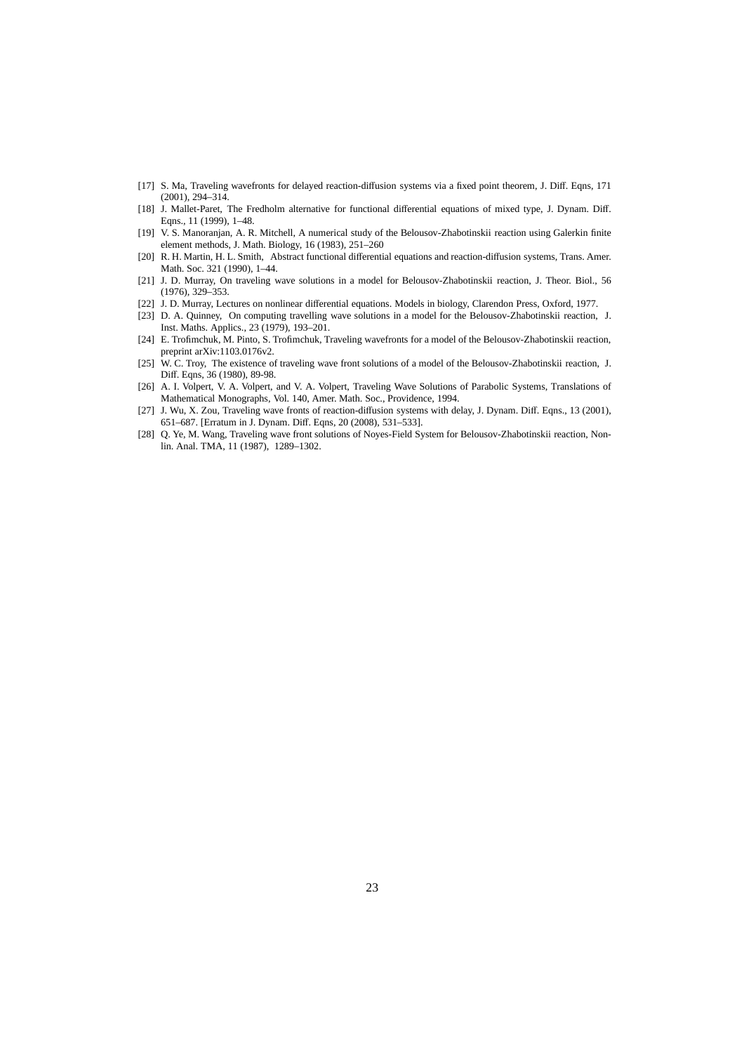[17] S. Ma, Traveling wavefronts for delayed reaction-diffusion systems via a fixed point theorem, J. Diff. Eqns, 171 (2001), 294–314.

[18] J. Mallet-Paret, The Fredholm alternative for functional differential equations of mixed type, J. Dynam. Diff. Eqns., 11 (1999), 1–48.

[19] V. S. Manoranjan, A. R. Mitchell, A numerical study of the Belousov-Zhabotinskii reaction using Galerkin finite element methods, J. Math. Biology, 16 (1983), 251–260

[20] R. H. Martin, H. L. Smith, Abstract functional differential equations and reaction-diffusion systems, Trans. Amer. Math. Soc. 321 (1990), 1–44.

[21] J. D. Murray, On traveling wave solutions in a model for Belousov-Zhabotinskii reaction, J. Theor. Biol., 56 (1976), 329–353.

[22] J. D. Murray, Lectures on nonlinear differential equations. Models in biology, Clarendon Press, Oxford, 1977.

[23] D. A. Quinney, On computing travelling wave solutions in a model for the Belousov-Zhabotinskii reaction, J. Inst. Maths. Applics., 23 (1979), 193–201.

[24] E. Trofimchuk, M. Pinto, S. Trofimchuk, Traveling wavefronts for a model of the Belousov-Zhabotinskii reaction, preprint arXiv:1103.0176v2.

[25] W. C. Troy, The existence of traveling wave front solutions of a model of the Belousov-Zhabotinskii reaction, J. Diff. Eqns, 36 (1980), 89-98.

[26] A. I. Volpert, V. A. Volpert, and V. A. Volpert, Traveling Wave Solutions of Parabolic Systems, Translations of Mathematical Monographs, Vol. 140, Amer. Math. Soc., Providence, 1994.

[27] J. Wu, X. Zou, Traveling wave fronts of reaction-diffusion systems with delay, J. Dynam. Diff. Eqns., 13 (2001), 651–687. [Erratum in J. Dynam. Diff. Eqns, 20 (2008), 531–533].

[28] Q. Ye, M. Wang, Traveling wave front solutions of Noyes-Field System for Belousov-Zhabotinskii reaction, Nonlin. Anal. TMA, 11 (1987), 1289–1302.